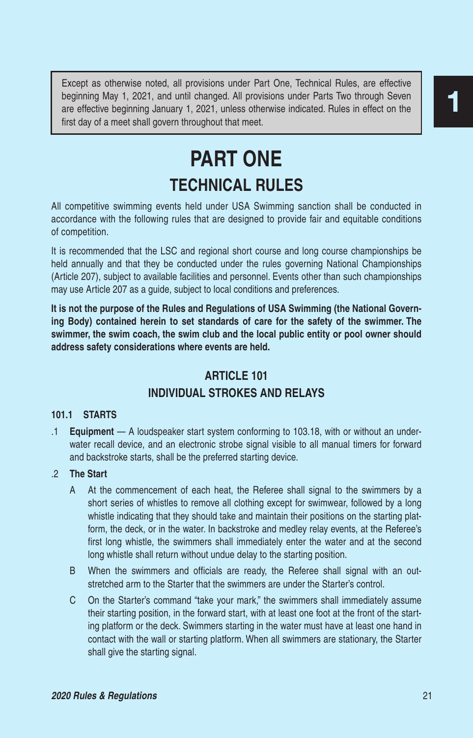Except as otherwise noted, all provisions under Part One, Technical Rules, are effective beginning May 1, 2021, and until changed. All provisions under Parts Two through Seven are effective beginning January 1, 2021, unless otherwise indicated. Rules in effect on the first day of a meet shall govern throughout that meet.

# PART ONE

## TECHNICAL RULES

All competitive swimming events held under USA Swimming sanction shall be conducted in accordance with the following rules that are designed to provide fair and equitable conditions of competition.

It is recommended that the LSC and regional short course and long course championships be held annually and that they be conducted under the rules governing National Championships (Article 207), subject to available facilities and personnel. Events other than such championships may use Article 207 as a guide, subject to local conditions and preferences.

**It is not the purpose of the Rules and Regulations of USA Swimming (the National Governing Body) contained herein to set standards of care for the safety of the swimmer. The swimmer, the swim coach, the swim club and the local public entity or pool owner should address safety considerations where events are held.**

### ARTICLE 101
### INDIVIDUAL STROKES AND RELAYS

**101.1 STARTS**

.1 **Equipment** — A loudspeaker start system conforming to 103.18, with or without an underwater recall device, and an electronic strobe signal visible to all manual timers for forward and backstroke starts, shall be the preferred starting device.

.2 **The Start**

A At the commencement of each heat, the Referee shall signal to the swimmers by a short series of whistles to remove all clothing except for swimwear, followed by a long whistle indicating that they should take and maintain their positions on the starting platform, the deck, or in the water. In backstroke and medley relay events, at the Referee's first long whistle, the swimmers shall immediately enter the water and at the second long whistle shall return without undue delay to the starting position.

B When the swimmers and officials are ready, the Referee shall signal with an outstretched arm to the Starter that the swimmers are under the Starter's control.

C On the Starter's command "take your mark," the swimmers shall immediately assume their starting position, in the forward start, with at least one foot at the front of the starting platform or the deck. Swimmers starting in the water must have at least one hand in contact with the wall or starting platform. When all swimmers are stationary, the Starter shall give the starting signal.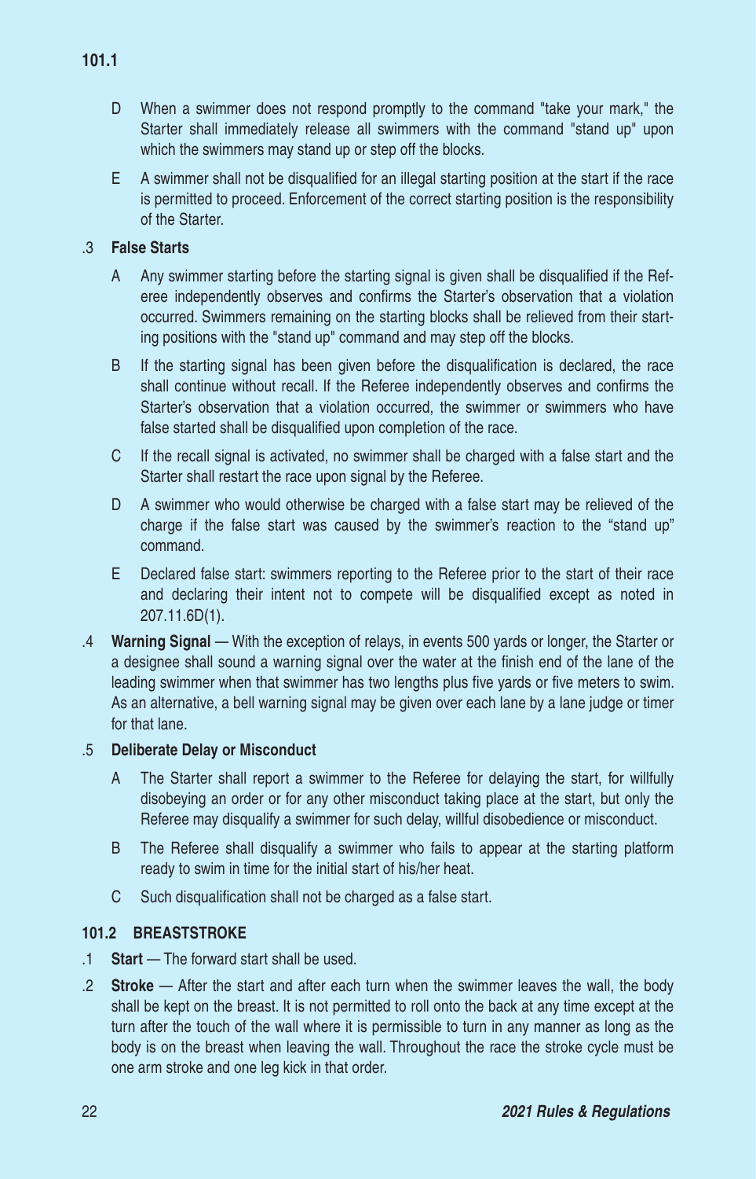D When a swimmer does not respond promptly to the command "take your mark," the Starter shall immediately release all swimmers with the command "stand up" upon which the swimmers may stand up or step off the blocks.

E A swimmer shall not be disqualified for an illegal starting position at the start if the race is permitted to proceed. Enforcement of the correct starting position is the responsibility of the Starter.

.3 **False Starts**

A Any swimmer starting before the starting signal is given shall be disqualified if the Referee independently observes and confirms the Starter's observation that a violation occurred. Swimmers remaining on the starting blocks shall be relieved from their starting positions with the "stand up" command and may step off the blocks.

B If the starting signal has been given before the disqualification is declared, the race shall continue without recall. If the Referee independently observes and confirms the Starter's observation that a violation occurred, the swimmer or swimmers who have false started shall be disqualified upon completion of the race.

C If the recall signal is activated, no swimmer shall be charged with a false start and the Starter shall restart the race upon signal by the Referee.

D A swimmer who would otherwise be charged with a false start may be relieved of the charge if the false start was caused by the swimmer's reaction to the "stand up" command.

E Declared false start: swimmers reporting to the Referee prior to the start of their race and declaring their intent not to compete will be disqualified except as noted in 207.11.6D(1).

.4 **Warning Signal** — With the exception of relays, in events 500 yards or longer, the Starter or a designee shall sound a warning signal over the water at the finish end of the lane of the leading swimmer when that swimmer has two lengths plus five yards or five meters to swim. As an alternative, a bell warning signal may be given over each lane by a lane judge or timer for that lane.

.5 **Deliberate Delay or Misconduct**

A The Starter shall report a swimmer to the Referee for delaying the start, for willfully disobeying an order or for any other misconduct taking place at the start, but only the Referee may disqualify a swimmer for such delay, willful disobedience or misconduct.

B The Referee shall disqualify a swimmer who fails to appear at the starting platform ready to swim in time for the initial start of his/her heat.

C Such disqualification shall not be charged as a false start.

## 101.2 BREASTSTROKE

.1 **Start** — The forward start shall be used.

.2 **Stroke** — After the start and after each turn when the swimmer leaves the wall, the body shall be kept on the breast. It is not permitted to roll onto the back at any time except at the turn after the touch of the wall where it is permissible to turn in any manner as long as the body is on the breast when leaving the wall. Throughout the race the stroke cycle must be one arm stroke and one leg kick in that order.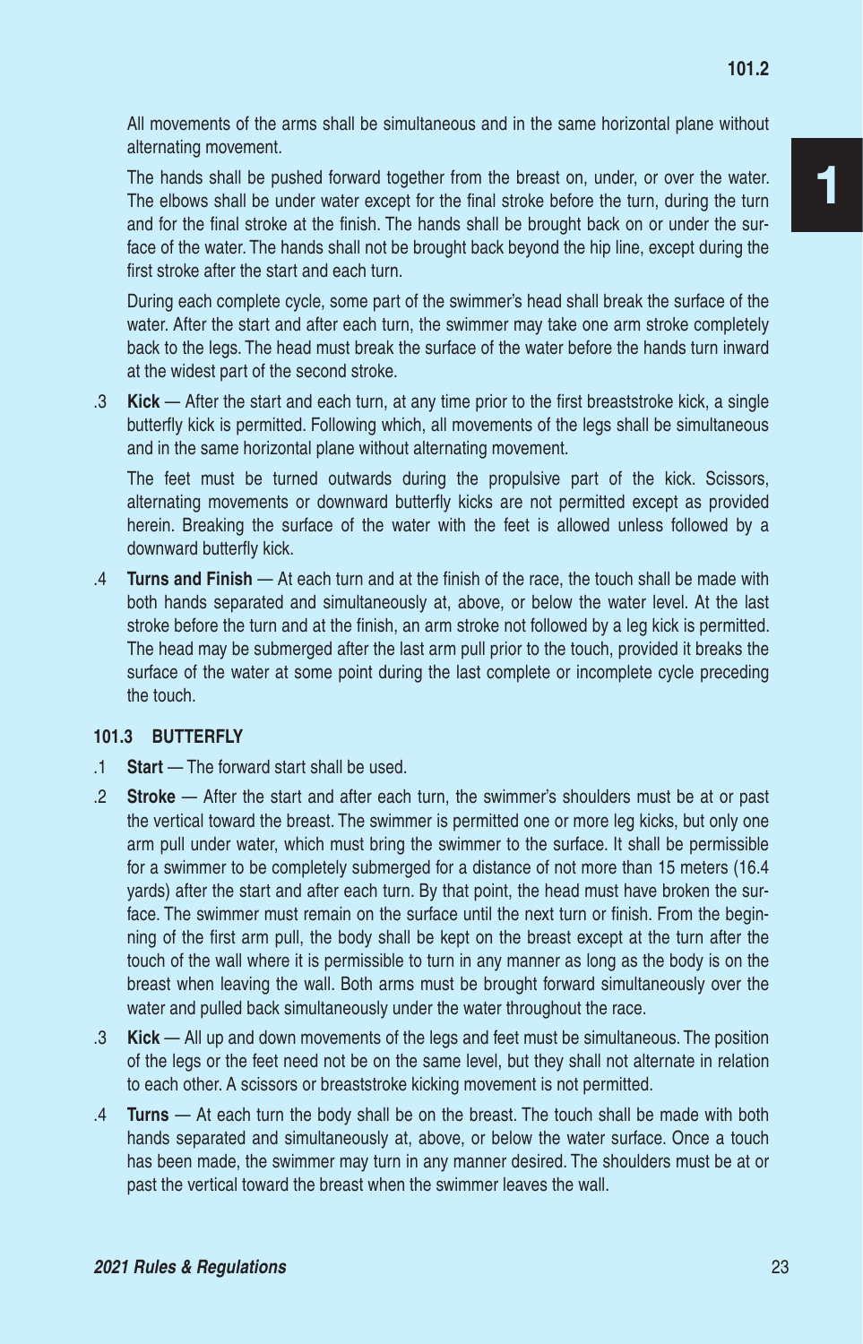All movements of the arms shall be simultaneous and in the same horizontal plane without alternating movement.

The hands shall be pushed forward together from the breast on, under, or over the water. The elbows shall be under water except for the final stroke before the turn, during the turn and for the final stroke at the finish. The hands shall be brought back on or under the surface of the water. The hands shall not be brought back beyond the hip line, except during the first stroke after the start and each turn.

During each complete cycle, some part of the swimmer's head shall break the surface of the water. After the start and after each turn, the swimmer may take one arm stroke completely back to the legs. The head must break the surface of the water before the hands turn inward at the widest part of the second stroke.

.3 **Kick** — After the start and each turn, at any time prior to the first breaststroke kick, a single butterfly kick is permitted. Following which, all movements of the legs shall be simultaneous and in the same horizontal plane without alternating movement.

The feet must be turned outwards during the propulsive part of the kick. Scissors, alternating movements or downward butterfly kicks are not permitted except as provided herein. Breaking the surface of the water with the feet is allowed unless followed by a downward butterfly kick.

.4 **Turns and Finish** — At each turn and at the finish of the race, the touch shall be made with both hands separated and simultaneously at, above, or below the water level. At the last stroke before the turn and at the finish, an arm stroke not followed by a leg kick is permitted. The head may be submerged after the last arm pull prior to the touch, provided it breaks the surface of the water at some point during the last complete or incomplete cycle preceding the touch.

### 101.3 BUTTERFLY

.1 **Start** — The forward start shall be used.

.2 **Stroke** — After the start and after each turn, the swimmer's shoulders must be at or past the vertical toward the breast. The swimmer is permitted one or more leg kicks, but only one arm pull under water, which must bring the swimmer to the surface. It shall be permissible for a swimmer to be completely submerged for a distance of not more than 15 meters (16.4 yards) after the start and after each turn. By that point, the head must have broken the surface. The swimmer must remain on the surface until the next turn or finish. From the beginning of the first arm pull, the body shall be kept on the breast except at the turn after the touch of the wall where it is permissible to turn in any manner as long as the body is on the breast when leaving the wall. Both arms must be brought forward simultaneously over the water and pulled back simultaneously under the water throughout the race.

.3 **Kick** — All up and down movements of the legs and feet must be simultaneous. The position of the legs or the feet need not be on the same level, but they shall not alternate in relation to each other. A scissors or breaststroke kicking movement is not permitted.

.4 **Turns** — At each turn the body shall be on the breast. The touch shall be made with both hands separated and simultaneously at, above, or below the water surface. Once a touch has been made, the swimmer may turn in any manner desired. The shoulders must be at or past the vertical toward the breast when the swimmer leaves the wall.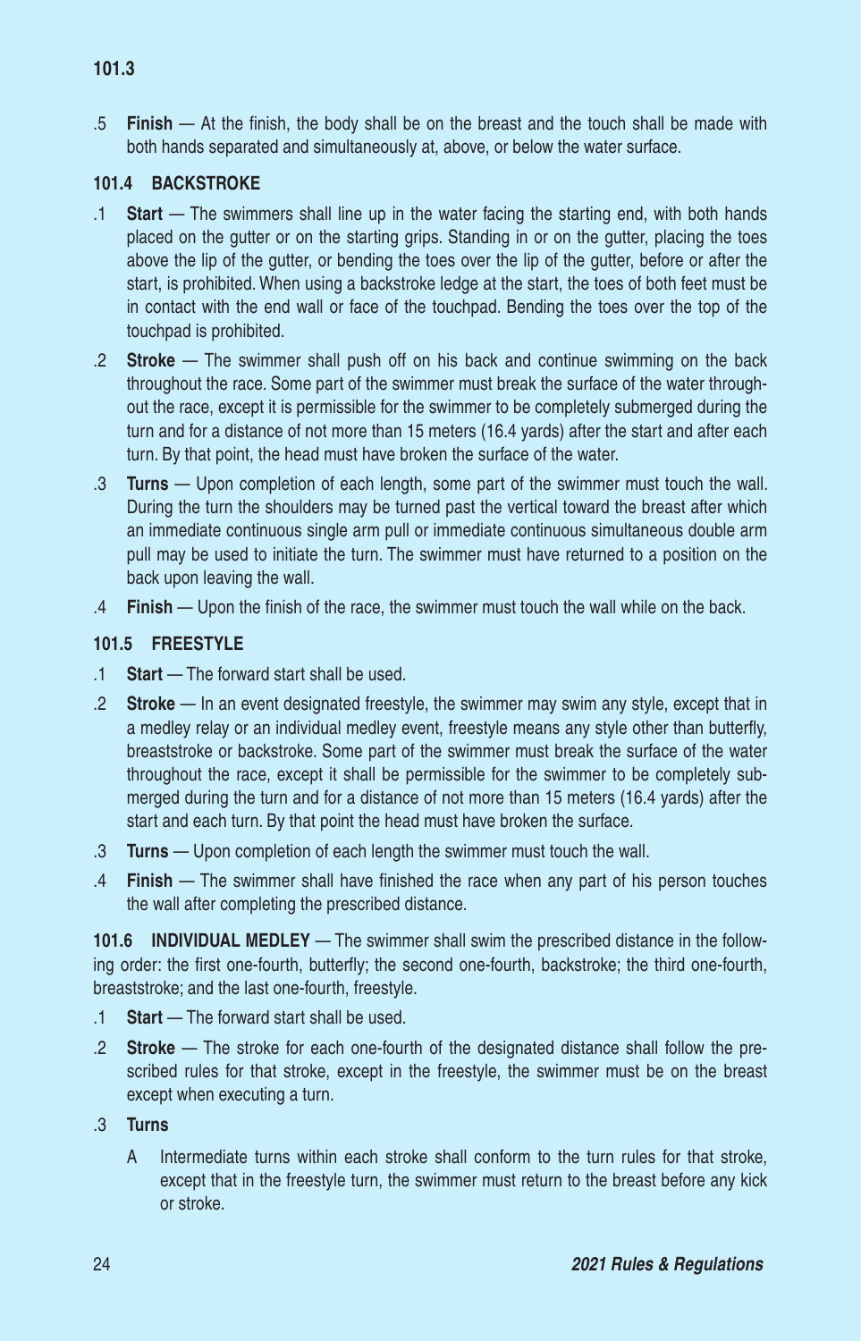.5 **Finish** — At the finish, the body shall be on the breast and the touch shall be made with both hands separated and simultaneously at, above, or below the water surface.

### 101.4 BACKSTROKE

.1 **Start** — The swimmers shall line up in the water facing the starting end, with both hands placed on the gutter or on the starting grips. Standing in or on the gutter, placing the toes above the lip of the gutter, or bending the toes over the lip of the gutter, before or after the start, is prohibited. When using a backstroke ledge at the start, the toes of both feet must be in contact with the end wall or face of the touchpad. Bending the toes over the top of the touchpad is prohibited.

.2 **Stroke** — The swimmer shall push off on his back and continue swimming on the back throughout the race. Some part of the swimmer must break the surface of the water throughout the race, except it is permissible for the swimmer to be completely submerged during the turn and for a distance of not more than 15 meters (16.4 yards) after the start and after each turn. By that point, the head must have broken the surface of the water.

.3 **Turns** — Upon completion of each length, some part of the swimmer must touch the wall. During the turn the shoulders may be turned past the vertical toward the breast after which an immediate continuous single arm pull or immediate continuous simultaneous double arm pull may be used to initiate the turn. The swimmer must have returned to a position on the back upon leaving the wall.

.4 **Finish** — Upon the finish of the race, the swimmer must touch the wall while on the back.

### 101.5 FREESTYLE

.1 **Start** — The forward start shall be used.

.2 **Stroke** — In an event designated freestyle, the swimmer may swim any style, except that in a medley relay or an individual medley event, freestyle means any style other than butterfly, breaststroke or backstroke. Some part of the swimmer must break the surface of the water throughout the race, except it shall be permissible for the swimmer to be completely submerged during the turn and for a distance of not more than 15 meters (16.4 yards) after the start and each turn. By that point the head must have broken the surface.

.3 **Turns** — Upon completion of each length the swimmer must touch the wall.

.4 **Finish** — The swimmer shall have finished the race when any part of his person touches the wall after completing the prescribed distance.

**101.6 INDIVIDUAL MEDLEY** — The swimmer shall swim the prescribed distance in the following order: the first one-fourth, butterfly; the second one-fourth, backstroke; the third one-fourth, breaststroke; and the last one-fourth, freestyle.

.1 **Start** — The forward start shall be used.

.2 **Stroke** — The stroke for each one-fourth of the designated distance shall follow the prescribed rules for that stroke, except in the freestyle, the swimmer must be on the breast except when executing a turn.

.3 **Turns**

A Intermediate turns within each stroke shall conform to the turn rules for that stroke, except that in the freestyle turn, the swimmer must return to the breast before any kick or stroke.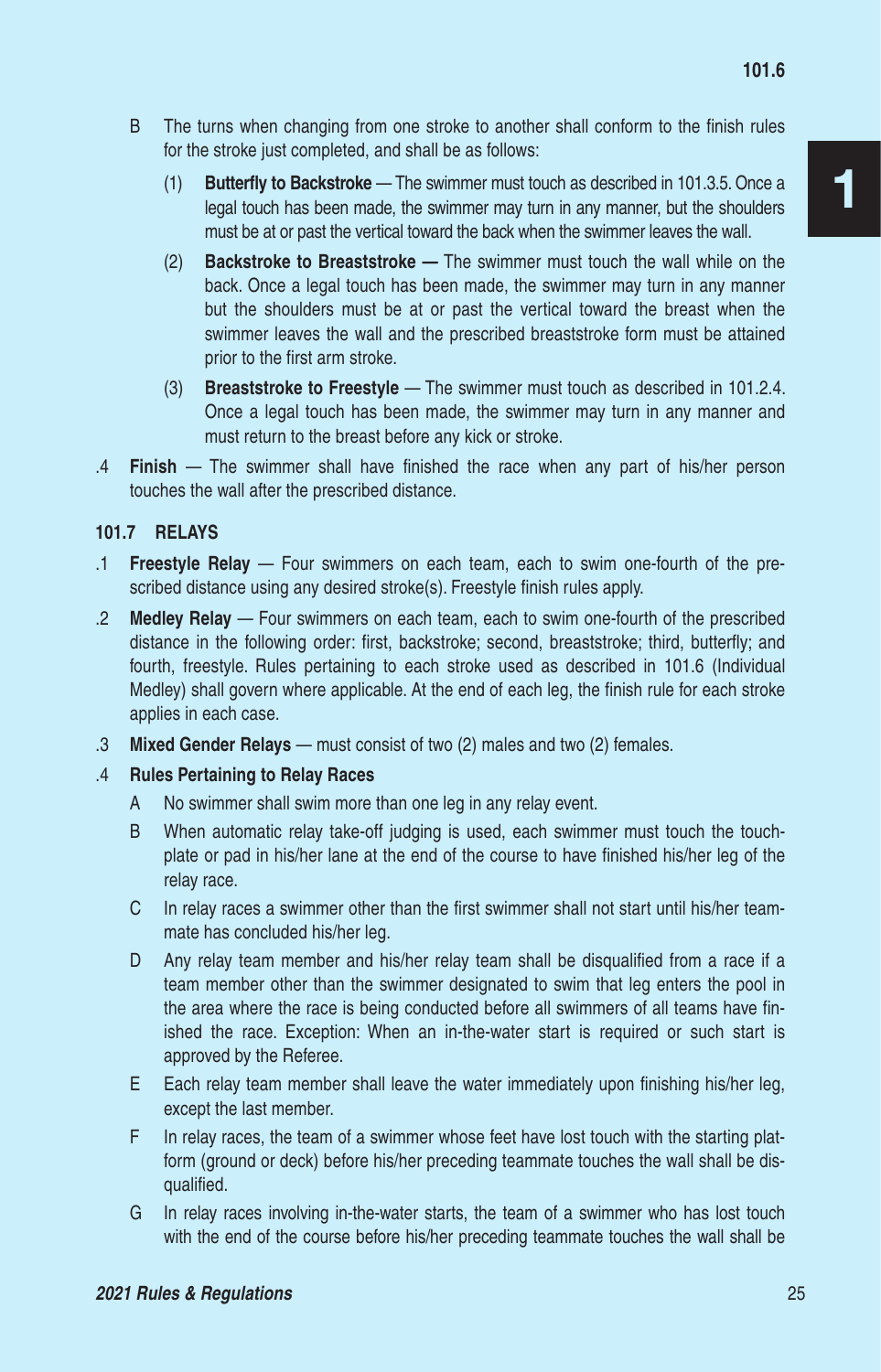B The turns when changing from one stroke to another shall conform to the finish rules for the stroke just completed, and shall be as follows:

(1) **Butterfly to Backstroke** — The swimmer must touch as described in 101.3.5. Once a legal touch has been made, the swimmer may turn in any manner, but the shoulders must be at or past the vertical toward the back when the swimmer leaves the wall.

(2) **Backstroke to Breaststroke —** The swimmer must touch the wall while on the back. Once a legal touch has been made, the swimmer may turn in any manner but the shoulders must be at or past the vertical toward the breast when the swimmer leaves the wall and the prescribed breaststroke form must be attained prior to the first arm stroke.

(3) **Breaststroke to Freestyle** — The swimmer must touch as described in 101.2.4. Once a legal touch has been made, the swimmer may turn in any manner and must return to the breast before any kick or stroke.

.4 **Finish** — The swimmer shall have finished the race when any part of his/her person touches the wall after the prescribed distance.

### 101.7 RELAYS

.1 **Freestyle Relay** — Four swimmers on each team, each to swim one-fourth of the prescribed distance using any desired stroke(s). Freestyle finish rules apply.

.2 **Medley Relay** — Four swimmers on each team, each to swim one-fourth of the prescribed distance in the following order: first, backstroke; second, breaststroke; third, butterfly; and fourth, freestyle. Rules pertaining to each stroke used as described in 101.6 (Individual Medley) shall govern where applicable. At the end of each leg, the finish rule for each stroke applies in each case.

.3 **Mixed Gender Relays** — must consist of two (2) males and two (2) females.

.4 **Rules Pertaining to Relay Races**

A No swimmer shall swim more than one leg in any relay event.

B When automatic relay take-off judging is used, each swimmer must touch the touchplate or pad in his/her lane at the end of the course to have finished his/her leg of the relay race.

C In relay races a swimmer other than the first swimmer shall not start until his/her teammate has concluded his/her leg.

D Any relay team member and his/her relay team shall be disqualified from a race if a team member other than the swimmer designated to swim that leg enters the pool in the area where the race is being conducted before all swimmers of all teams have finished the race. Exception: When an in-the-water start is required or such start is approved by the Referee.

E Each relay team member shall leave the water immediately upon finishing his/her leg, except the last member.

F In relay races, the team of a swimmer whose feet have lost touch with the starting platform (ground or deck) before his/her preceding teammate touches the wall shall be disqualified.

G In relay races involving in-the-water starts, the team of a swimmer who has lost touch with the end of the course before his/her preceding teammate touches the wall shall be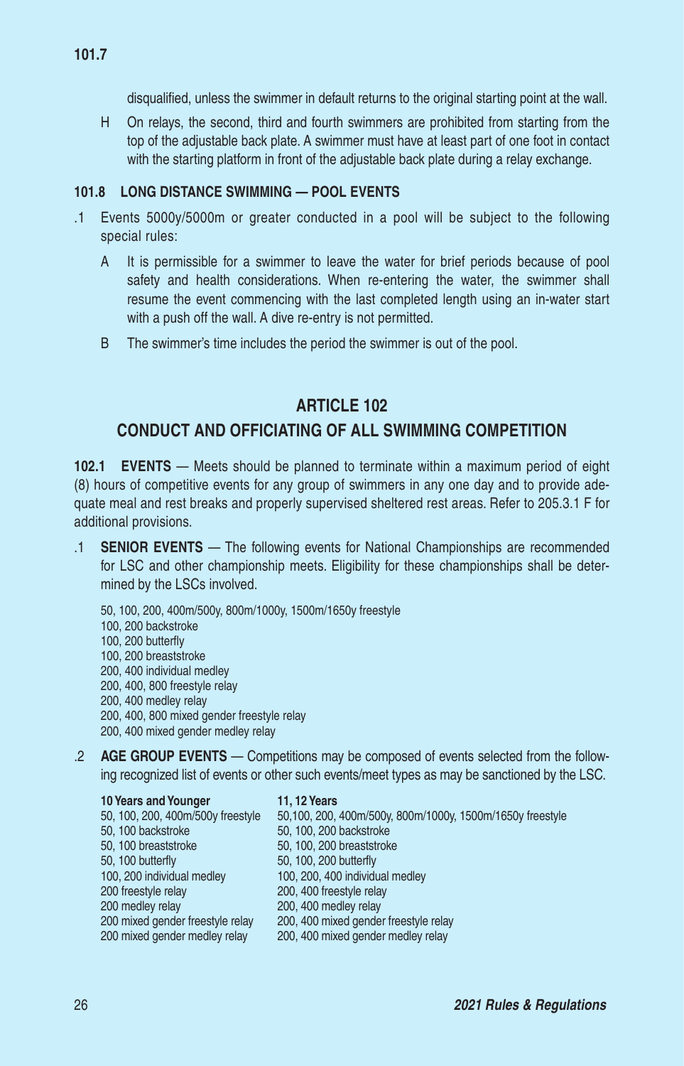disqualified, unless the swimmer in default returns to the original starting point at the wall.

H On relays, the second, third and fourth swimmers are prohibited from starting from the top of the adjustable back plate. A swimmer must have at least part of one foot in contact with the starting platform in front of the adjustable back plate during a relay exchange.

### 101.8 LONG DISTANCE SWIMMING — POOL EVENTS

.1 Events 5000y/5000m or greater conducted in a pool will be subject to the following special rules:

A It is permissible for a swimmer to leave the water for brief periods because of pool safety and health considerations. When re-entering the water, the swimmer shall resume the event commencing with the last completed length using an in-water start with a push off the wall. A dive re-entry is not permitted.

B The swimmer's time includes the period the swimmer is out of the pool.

## ARTICLE 102
## CONDUCT AND OFFICIATING OF ALL SWIMMING COMPETITION

**102.1 EVENTS** — Meets should be planned to terminate within a maximum period of eight (8) hours of competitive events for any group of swimmers in any one day and to provide adequate meal and rest breaks and properly supervised sheltered rest areas. Refer to 205.3.1 F for additional provisions.

.1 **SENIOR EVENTS** — The following events for National Championships are recommended for LSC and other championship meets. Eligibility for these championships shall be determined by the LSCs involved.

50, 100, 200, 400m/500y, 800m/1000y, 1500m/1650y freestyle
100, 200 backstroke
100, 200 butterfly
100, 200 breaststroke
200, 400 individual medley
200, 400, 800 freestyle relay
200, 400 medley relay
200, 400, 800 mixed gender freestyle relay
200, 400 mixed gender medley relay

.2 **AGE GROUP EVENTS** — Competitions may be composed of events selected from the following recognized list of events or other such events/meet types as may be sanctioned by the LSC.

| **10 Years and Younger** | **11, 12 Years** |
|---|---|
| 50, 100, 200, 400m/500y freestyle | 50,100, 200, 400m/500y, 800m/1000y, 1500m/1650y freestyle |
| 50, 100 backstroke | 50, 100, 200 backstroke |
| 50, 100 breaststroke | 50, 100, 200 breaststroke |
| 50, 100 butterfly | 50, 100, 200 butterfly |
| 100, 200 individual medley | 100, 200, 400 individual medley |
| 200 freestyle relay | 200, 400 freestyle relay |
| 200 medley relay | 200, 400 medley relay |
| 200 mixed gender freestyle relay | 200, 400 mixed gender freestyle relay |
| 200 mixed gender medley relay | 200, 400 mixed gender medley relay |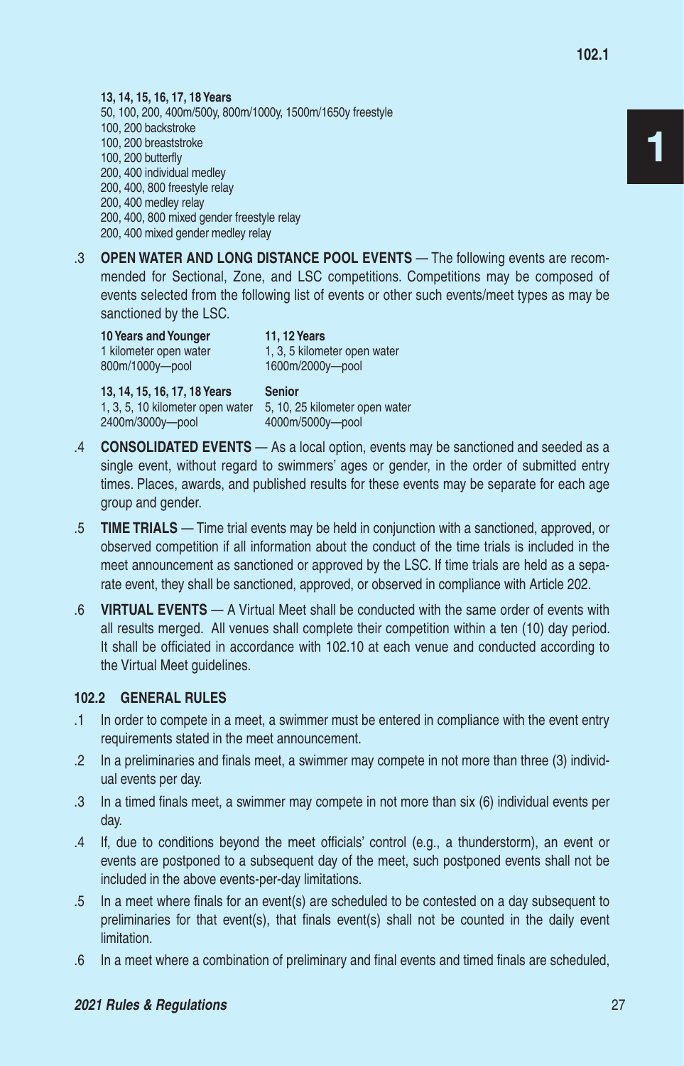**13, 14, 15, 16, 17, 18 Years**
50, 100, 200, 400m/500y, 800m/1000y, 1500m/1650y freestyle
100, 200 backstroke
100, 200 breaststroke
100, 200 butterfly
200, 400 individual medley
200, 400, 800 freestyle relay
200, 400 medley relay
200, 400, 800 mixed gender freestyle relay
200, 400 mixed gender medley relay

.3 **OPEN WATER AND LONG DISTANCE POOL EVENTS** — The following events are recommended for Sectional, Zone, and LSC competitions. Competitions may be composed of events selected from the following list of events or other such events/meet types as may be sanctioned by the LSC.

| **10 Years and Younger** | **11, 12 Years** |
|---|---|
| 1 kilometer open water | 1, 3, 5 kilometer open water |
| 800m/1000y—pool | 1600m/2000y—pool |
| **13, 14, 15, 16, 17, 18 Years** | **Senior** |
| 1, 3, 5, 10 kilometer open water | 5, 10, 25 kilometer open water |
| 2400m/3000y—pool | 4000m/5000y—pool |

.4 **CONSOLIDATED EVENTS** — As a local option, events may be sanctioned and seeded as a single event, without regard to swimmers' ages or gender, in the order of submitted entry times. Places, awards, and published results for these events may be separate for each age group and gender.

.5 **TIME TRIALS** — Time trial events may be held in conjunction with a sanctioned, approved, or observed competition if all information about the conduct of the time trials is included in the meet announcement as sanctioned or approved by the LSC. If time trials are held as a separate event, they shall be sanctioned, approved, or observed in compliance with Article 202.

.6 **VIRTUAL EVENTS** — A Virtual Meet shall be conducted with the same order of events with all results merged. All venues shall complete their competition within a ten (10) day period. It shall be officiated in accordance with 102.10 at each venue and conducted according to the Virtual Meet guidelines.

### 102.2 GENERAL RULES

.1 In order to compete in a meet, a swimmer must be entered in compliance with the event entry requirements stated in the meet announcement.

.2 In a preliminaries and finals meet, a swimmer may compete in not more than three (3) individual events per day.

.3 In a timed finals meet, a swimmer may compete in not more than six (6) individual events per day.

.4 If, due to conditions beyond the meet officials' control (e.g., a thunderstorm), an event or events are postponed to a subsequent day of the meet, such postponed events shall not be included in the above events-per-day limitations.

.5 In a meet where finals for an event(s) are scheduled to be contested on a day subsequent to preliminaries for that event(s), that finals event(s) shall not be counted in the daily event limitation.

.6 In a meet where a combination of preliminary and final events and timed finals are scheduled,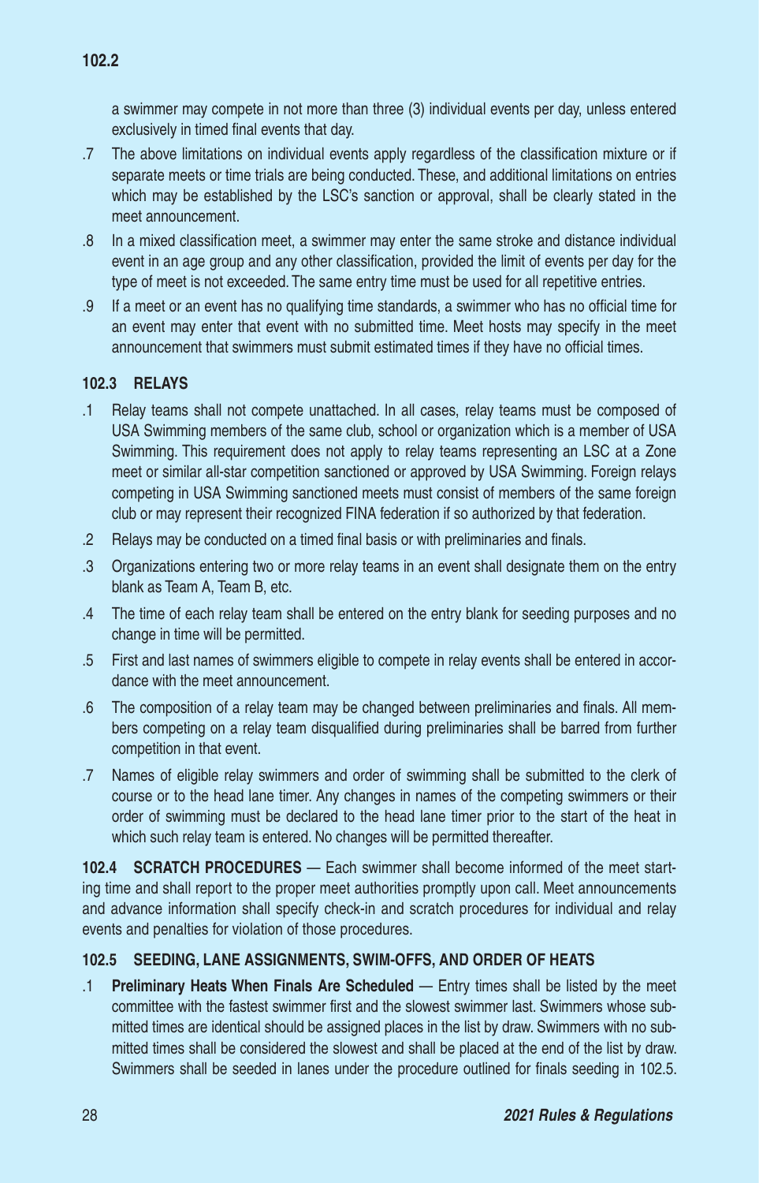a swimmer may compete in not more than three (3) individual events per day, unless entered exclusively in timed final events that day.

.7 The above limitations on individual events apply regardless of the classification mixture or if separate meets or time trials are being conducted. These, and additional limitations on entries which may be established by the LSC's sanction or approval, shall be clearly stated in the meet announcement.

.8 In a mixed classification meet, a swimmer may enter the same stroke and distance individual event in an age group and any other classification, provided the limit of events per day for the type of meet is not exceeded. The same entry time must be used for all repetitive entries.

.9 If a meet or an event has no qualifying time standards, a swimmer who has no official time for an event may enter that event with no submitted time. Meet hosts may specify in the meet announcement that swimmers must submit estimated times if they have no official times.

### 102.3 RELAYS

.1 Relay teams shall not compete unattached. In all cases, relay teams must be composed of USA Swimming members of the same club, school or organization which is a member of USA Swimming. This requirement does not apply to relay teams representing an LSC at a Zone meet or similar all-star competition sanctioned or approved by USA Swimming. Foreign relays competing in USA Swimming sanctioned meets must consist of members of the same foreign club or may represent their recognized FINA federation if so authorized by that federation.

.2 Relays may be conducted on a timed final basis or with preliminaries and finals.

.3 Organizations entering two or more relay teams in an event shall designate them on the entry blank as Team A, Team B, etc.

.4 The time of each relay team shall be entered on the entry blank for seeding purposes and no change in time will be permitted.

.5 First and last names of swimmers eligible to compete in relay events shall be entered in accordance with the meet announcement.

.6 The composition of a relay team may be changed between preliminaries and finals. All members competing on a relay team disqualified during preliminaries shall be barred from further competition in that event.

.7 Names of eligible relay swimmers and order of swimming shall be submitted to the clerk of course or to the head lane timer. Any changes in names of the competing swimmers or their order of swimming must be declared to the head lane timer prior to the start of the heat in which such relay team is entered. No changes will be permitted thereafter.

**102.4 SCRATCH PROCEDURES** — Each swimmer shall become informed of the meet starting time and shall report to the proper meet authorities promptly upon call. Meet announcements and advance information shall specify check-in and scratch procedures for individual and relay events and penalties for violation of those procedures.

### 102.5 SEEDING, LANE ASSIGNMENTS, SWIM-OFFS, AND ORDER OF HEATS

.1 **Preliminary Heats When Finals Are Scheduled** — Entry times shall be listed by the meet committee with the fastest swimmer first and the slowest swimmer last. Swimmers whose submitted times are identical should be assigned places in the list by draw. Swimmers with no submitted times shall be considered the slowest and shall be placed at the end of the list by draw. Swimmers shall be seeded in lanes under the procedure outlined for finals seeding in 102.5.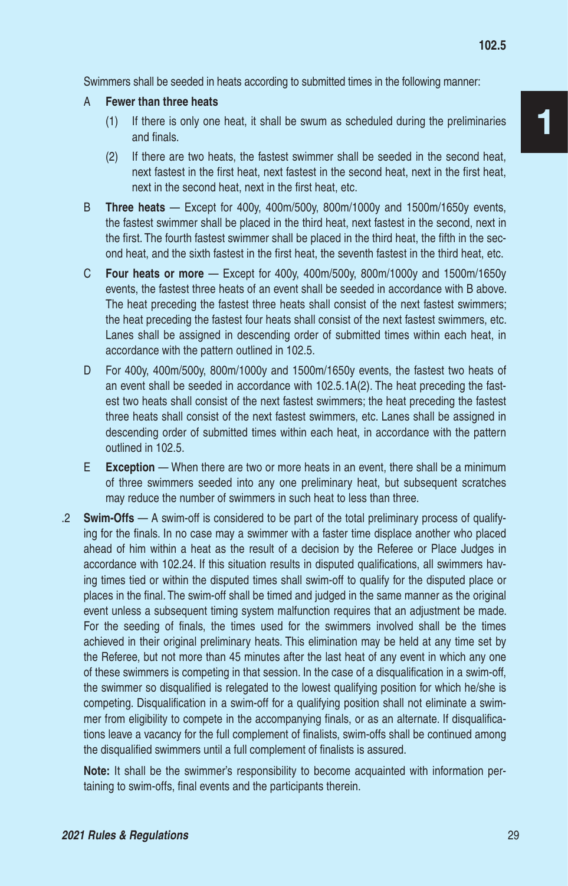Swimmers shall be seeded in heats according to submitted times in the following manner:

A **Fewer than three heats**

(1) If there is only one heat, it shall be swum as scheduled during the preliminaries and finals.

(2) If there are two heats, the fastest swimmer shall be seeded in the second heat, next fastest in the first heat, next fastest in the second heat, next in the first heat, next in the second heat, next in the first heat, etc.

B **Three heats** — Except for 400y, 400m/500y, 800m/1000y and 1500m/1650y events, the fastest swimmer shall be placed in the third heat, next fastest in the second, next in the first. The fourth fastest swimmer shall be placed in the third heat, the fifth in the second heat, and the sixth fastest in the first heat, the seventh fastest in the third heat, etc.

C **Four heats or more** — Except for 400y, 400m/500y, 800m/1000y and 1500m/1650y events, the fastest three heats of an event shall be seeded in accordance with B above. The heat preceding the fastest three heats shall consist of the next fastest swimmers; the heat preceding the fastest four heats shall consist of the next fastest swimmers, etc. Lanes shall be assigned in descending order of submitted times within each heat, in accordance with the pattern outlined in 102.5.

D For 400y, 400m/500y, 800m/1000y and 1500m/1650y events, the fastest two heats of an event shall be seeded in accordance with 102.5.1A(2). The heat preceding the fastest two heats shall consist of the next fastest swimmers; the heat preceding the fastest three heats shall consist of the next fastest swimmers, etc. Lanes shall be assigned in descending order of submitted times within each heat, in accordance with the pattern outlined in 102.5.

E **Exception** — When there are two or more heats in an event, there shall be a minimum of three swimmers seeded into any one preliminary heat, but subsequent scratches may reduce the number of swimmers in such heat to less than three.

.2 **Swim-Offs** — A swim-off is considered to be part of the total preliminary process of qualifying for the finals. In no case may a swimmer with a faster time displace another who placed ahead of him within a heat as the result of a decision by the Referee or Place Judges in accordance with 102.24. If this situation results in disputed qualifications, all swimmers having times tied or within the disputed times shall swim-off to qualify for the disputed place or places in the final. The swim-off shall be timed and judged in the same manner as the original event unless a subsequent timing system malfunction requires that an adjustment be made. For the seeding of finals, the times used for the swimmers involved shall be the times achieved in their original preliminary heats. This elimination may be held at any time set by the Referee, but not more than 45 minutes after the last heat of any event in which any one of these swimmers is competing in that session. In the case of a disqualification in a swim-off, the swimmer so disqualified is relegated to the lowest qualifying position for which he/she is competing. Disqualification in a swim-off for a qualifying position shall not eliminate a swimmer from eligibility to compete in the accompanying finals, or as an alternate. If disqualifications leave a vacancy for the full complement of finalists, swim-offs shall be continued among the disqualified swimmers until a full complement of finalists is assured.

**Note:** It shall be the swimmer's responsibility to become acquainted with information pertaining to swim-offs, final events and the participants therein.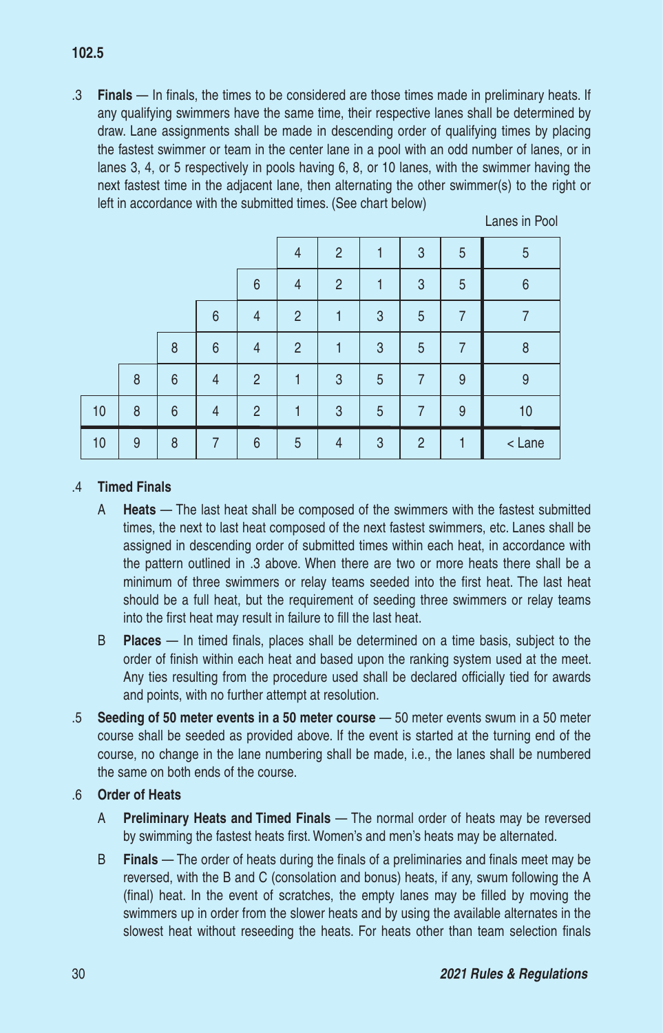.3 **Finals** — In finals, the times to be considered are those times made in preliminary heats. If any qualifying swimmers have the same time, their respective lanes shall be determined by draw. Lane assignments shall be made in descending order of qualifying times by placing the fastest swimmer or team in the center lane in a pool with an odd number of lanes, or in lanes 3, 4, or 5 respectively in pools having 6, 8, or 10 lanes, with the swimmer having the next fastest time in the adjacent lane, then alternating the other swimmer(s) to the right or left in accordance with the submitted times. (See chart below)

| | | | | | | | | | | Lanes in Pool |
|---|---|---|---|---|---|---|---|---|---|---|
| | | | | | 4 | 2 | 1 | 3 | 5 | 5 |
| | | | | 6 | 4 | 2 | 1 | 3 | 5 | 6 |
| | | | 6 | 4 | 2 | 1 | 3 | 5 | 7 | 7 |
| | | 8 | 6 | 4 | 2 | 1 | 3 | 5 | 7 | 8 |
| | 8 | 6 | 4 | 2 | 1 | 3 | 5 | 7 | 9 | 9 |
| 10 | 8 | 6 | 4 | 2 | 1 | 3 | 5 | 7 | 9 | 10 |
| 10 | 9 | 8 | 7 | 6 | 5 | 4 | 3 | 2 | 1 | < Lane |

.4 **Timed Finals**

A **Heats** — The last heat shall be composed of the swimmers with the fastest submitted times, the next to last heat composed of the next fastest swimmers, etc. Lanes shall be assigned in descending order of submitted times within each heat, in accordance with the pattern outlined in .3 above. When there are two or more heats there shall be a minimum of three swimmers or relay teams seeded into the first heat. The last heat should be a full heat, but the requirement of seeding three swimmers or relay teams into the first heat may result in failure to fill the last heat.

B **Places** — In timed finals, places shall be determined on a time basis, subject to the order of finish within each heat and based upon the ranking system used at the meet. Any ties resulting from the procedure used shall be declared officially tied for awards and points, with no further attempt at resolution.

.5 **Seeding of 50 meter events in a 50 meter course** — 50 meter events swum in a 50 meter course shall be seeded as provided above. If the event is started at the turning end of the course, no change in the lane numbering shall be made, i.e., the lanes shall be numbered the same on both ends of the course.

.6 **Order of Heats**

A **Preliminary Heats and Timed Finals** — The normal order of heats may be reversed by swimming the fastest heats first. Women's and men's heats may be alternated.

B **Finals** — The order of heats during the finals of a preliminaries and finals meet may be reversed, with the B and C (consolation and bonus) heats, if any, swum following the A (final) heat. In the event of scratches, the empty lanes may be filled by moving the swimmers up in order from the slower heats and by using the available alternates in the slowest heat without reseeding the heats. For heats other than team selection finals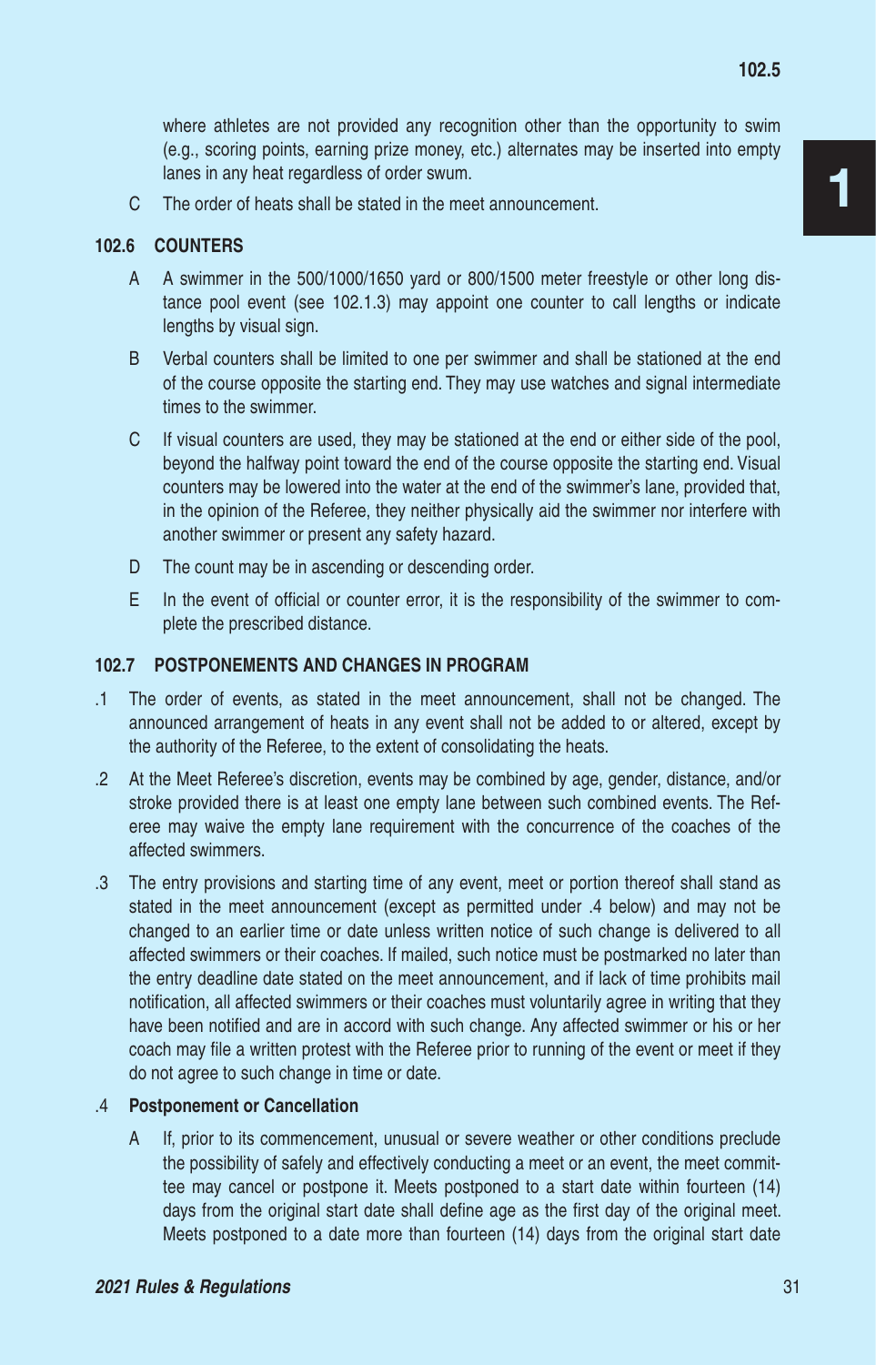where athletes are not provided any recognition other than the opportunity to swim (e.g., scoring points, earning prize money, etc.) alternates may be inserted into empty lanes in any heat regardless of order swum.

C The order of heats shall be stated in the meet announcement.

### 102.6 COUNTERS

A A swimmer in the 500/1000/1650 yard or 800/1500 meter freestyle or other long distance pool event (see 102.1.3) may appoint one counter to call lengths or indicate lengths by visual sign.

B Verbal counters shall be limited to one per swimmer and shall be stationed at the end of the course opposite the starting end. They may use watches and signal intermediate times to the swimmer.

C If visual counters are used, they may be stationed at the end or either side of the pool, beyond the halfway point toward the end of the course opposite the starting end. Visual counters may be lowered into the water at the end of the swimmer's lane, provided that, in the opinion of the Referee, they neither physically aid the swimmer nor interfere with another swimmer or present any safety hazard.

D The count may be in ascending or descending order.

E In the event of official or counter error, it is the responsibility of the swimmer to complete the prescribed distance.

### 102.7 POSTPONEMENTS AND CHANGES IN PROGRAM

.1 The order of events, as stated in the meet announcement, shall not be changed. The announced arrangement of heats in any event shall not be added to or altered, except by the authority of the Referee, to the extent of consolidating the heats.

.2 At the Meet Referee's discretion, events may be combined by age, gender, distance, and/or stroke provided there is at least one empty lane between such combined events. The Referee may waive the empty lane requirement with the concurrence of the coaches of the affected swimmers.

.3 The entry provisions and starting time of any event, meet or portion thereof shall stand as stated in the meet announcement (except as permitted under .4 below) and may not be changed to an earlier time or date unless written notice of such change is delivered to all affected swimmers or their coaches. If mailed, such notice must be postmarked no later than the entry deadline date stated on the meet announcement, and if lack of time prohibits mail notification, all affected swimmers or their coaches must voluntarily agree in writing that they have been notified and are in accord with such change. Any affected swimmer or his or her coach may file a written protest with the Referee prior to running of the event or meet if they do not agree to such change in time or date.

.4 **Postponement or Cancellation**

A If, prior to its commencement, unusual or severe weather or other conditions preclude the possibility of safely and effectively conducting a meet or an event, the meet committee may cancel or postpone it. Meets postponed to a start date within fourteen (14) days from the original start date shall define age as the first day of the original meet. Meets postponed to a date more than fourteen (14) days from the original start date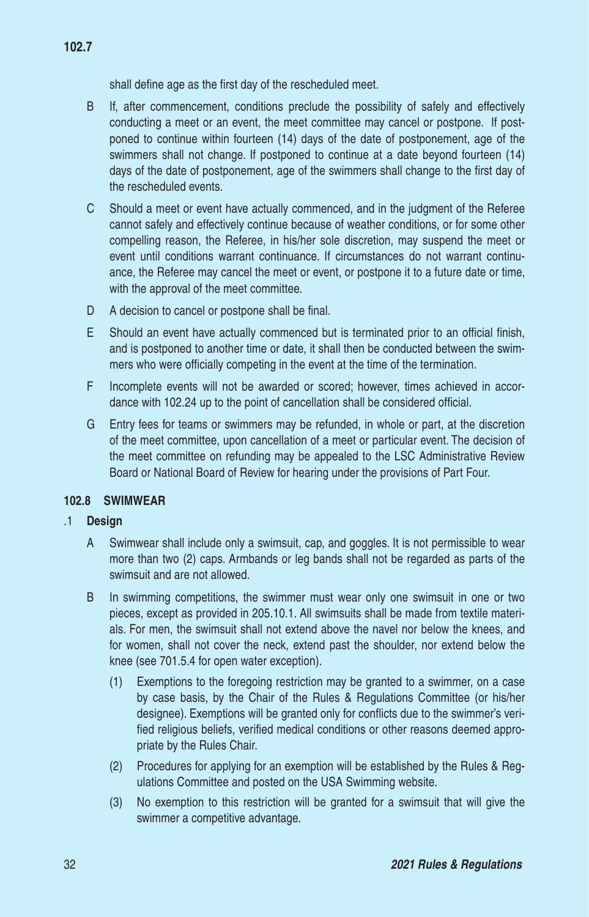shall define age as the first day of the rescheduled meet.

B If, after commencement, conditions preclude the possibility of safely and effectively conducting a meet or an event, the meet committee may cancel or postpone. If postponed to continue within fourteen (14) days of the date of postponement, age of the swimmers shall not change. If postponed to continue at a date beyond fourteen (14) days of the date of postponement, age of the swimmers shall change to the first day of the rescheduled events.

C Should a meet or event have actually commenced, and in the judgment of the Referee cannot safely and effectively continue because of weather conditions, or for some other compelling reason, the Referee, in his/her sole discretion, may suspend the meet or event until conditions warrant continuance. If circumstances do not warrant continuance, the Referee may cancel the meet or event, or postpone it to a future date or time, with the approval of the meet committee.

D A decision to cancel or postpone shall be final.

E Should an event have actually commenced but is terminated prior to an official finish, and is postponed to another time or date, it shall then be conducted between the swimmers who were officially competing in the event at the time of the termination.

F Incomplete events will not be awarded or scored; however, times achieved in accordance with 102.24 up to the point of cancellation shall be considered official.

G Entry fees for teams or swimmers may be refunded, in whole or part, at the discretion of the meet committee, upon cancellation of a meet or particular event. The decision of the meet committee on refunding may be appealed to the LSC Administrative Review Board or National Board of Review for hearing under the provisions of Part Four.

### 102.8 SWIMWEAR

**.1 Design**

A Swimwear shall include only a swimsuit, cap, and goggles. It is not permissible to wear more than two (2) caps. Armbands or leg bands shall not be regarded as parts of the swimsuit and are not allowed.

B In swimming competitions, the swimmer must wear only one swimsuit in one or two pieces, except as provided in 205.10.1. All swimsuits shall be made from textile materials. For men, the swimsuit shall not extend above the navel nor below the knees, and for women, shall not cover the neck, extend past the shoulder, nor extend below the knee (see 701.5.4 for open water exception).

(1) Exemptions to the foregoing restriction may be granted to a swimmer, on a case by case basis, by the Chair of the Rules & Regulations Committee (or his/her designee). Exemptions will be granted only for conflicts due to the swimmer's verified religious beliefs, verified medical conditions or other reasons deemed appropriate by the Rules Chair.

(2) Procedures for applying for an exemption will be established by the Rules & Regulations Committee and posted on the USA Swimming website.

(3) No exemption to this restriction will be granted for a swimsuit that will give the swimmer a competitive advantage.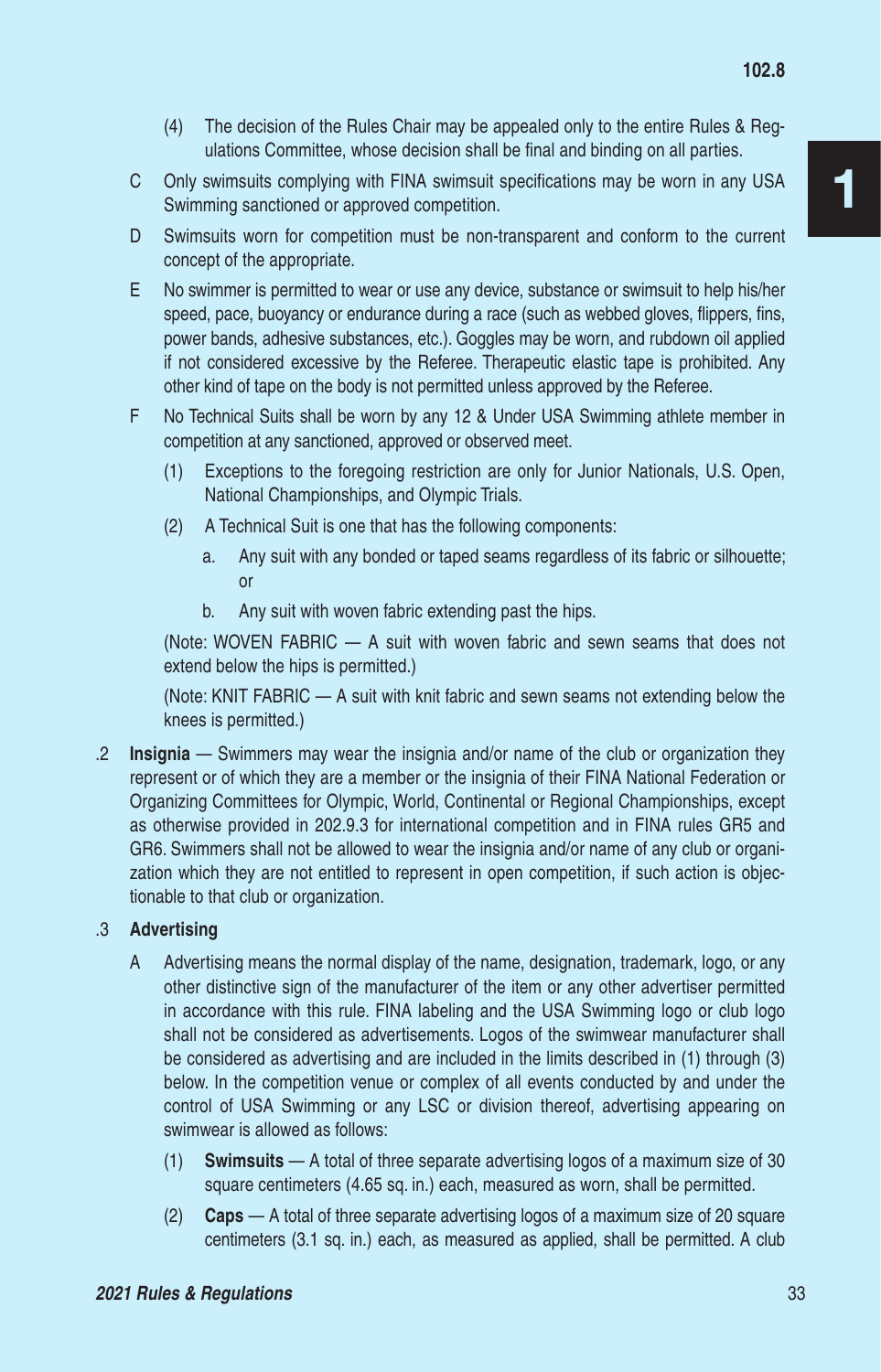(4) The decision of the Rules Chair may be appealed only to the entire Rules & Regulations Committee, whose decision shall be final and binding on all parties.

C Only swimsuits complying with FINA swimsuit specifications may be worn in any USA Swimming sanctioned or approved competition.

D Swimsuits worn for competition must be non-transparent and conform to the current concept of the appropriate.

E No swimmer is permitted to wear or use any device, substance or swimsuit to help his/her speed, pace, buoyancy or endurance during a race (such as webbed gloves, flippers, fins, power bands, adhesive substances, etc.). Goggles may be worn, and rubdown oil applied if not considered excessive by the Referee. Therapeutic elastic tape is prohibited. Any other kind of tape on the body is not permitted unless approved by the Referee.

F No Technical Suits shall be worn by any 12 & Under USA Swimming athlete member in competition at any sanctioned, approved or observed meet.

(1) Exceptions to the foregoing restriction are only for Junior Nationals, U.S. Open, National Championships, and Olympic Trials.

(2) A Technical Suit is one that has the following components:

a. Any suit with any bonded or taped seams regardless of its fabric or silhouette; or

b. Any suit with woven fabric extending past the hips.

(Note: WOVEN FABRIC — A suit with woven fabric and sewn seams that does not extend below the hips is permitted.)

(Note: KNIT FABRIC — A suit with knit fabric and sewn seams not extending below the knees is permitted.)

.2 **Insignia** — Swimmers may wear the insignia and/or name of the club or organization they represent or of which they are a member or the insignia of their FINA National Federation or Organizing Committees for Olympic, World, Continental or Regional Championships, except as otherwise provided in 202.9.3 for international competition and in FINA rules GR5 and GR6. Swimmers shall not be allowed to wear the insignia and/or name of any club or organization which they are not entitled to represent in open competition, if such action is objectionable to that club or organization.

.3 **Advertising**

A Advertising means the normal display of the name, designation, trademark, logo, or any other distinctive sign of the manufacturer of the item or any other advertiser permitted in accordance with this rule. FINA labeling and the USA Swimming logo or club logo shall not be considered as advertisements. Logos of the swimwear manufacturer shall be considered as advertising and are included in the limits described in (1) through (3) below. In the competition venue or complex of all events conducted by and under the control of USA Swimming or any LSC or division thereof, advertising appearing on swimwear is allowed as follows:

(1) **Swimsuits** — A total of three separate advertising logos of a maximum size of 30 square centimeters (4.65 sq. in.) each, measured as worn, shall be permitted.

(2) **Caps** — A total of three separate advertising logos of a maximum size of 20 square centimeters (3.1 sq. in.) each, as measured as applied, shall be permitted. A club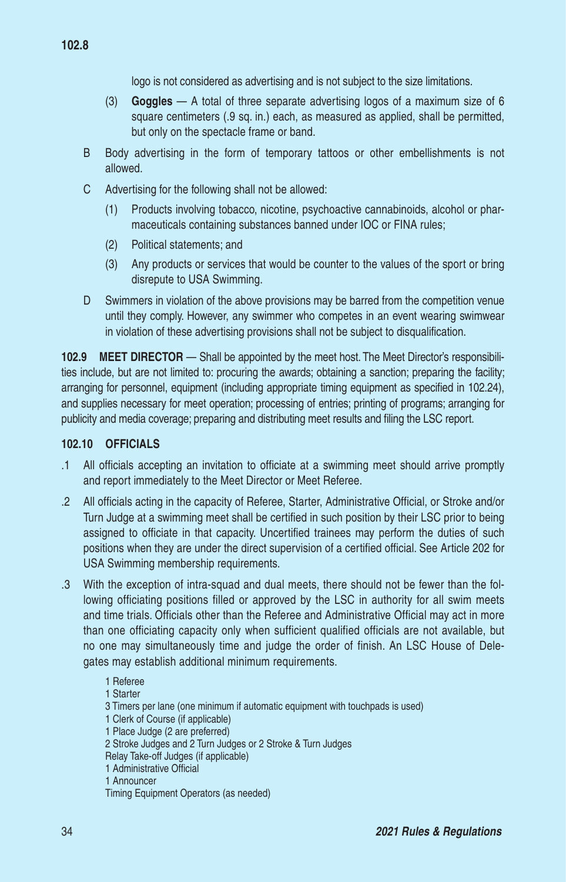logo is not considered as advertising and is not subject to the size limitations.

(3) **Goggles** — A total of three separate advertising logos of a maximum size of 6 square centimeters (.9 sq. in.) each, as measured as applied, shall be permitted, but only on the spectacle frame or band.

B Body advertising in the form of temporary tattoos or other embellishments is not allowed.

C Advertising for the following shall not be allowed:

(1) Products involving tobacco, nicotine, psychoactive cannabinoids, alcohol or pharmaceuticals containing substances banned under IOC or FINA rules;

(2) Political statements; and

(3) Any products or services that would be counter to the values of the sport or bring disrepute to USA Swimming.

D Swimmers in violation of the above provisions may be barred from the competition venue until they comply. However, any swimmer who competes in an event wearing swimwear in violation of these advertising provisions shall not be subject to disqualification.

**102.9 MEET DIRECTOR** — Shall be appointed by the meet host. The Meet Director's responsibilities include, but are not limited to: procuring the awards; obtaining a sanction; preparing the facility; arranging for personnel, equipment (including appropriate timing equipment as specified in 102.24), and supplies necessary for meet operation; processing of entries; printing of programs; arranging for publicity and media coverage; preparing and distributing meet results and filing the LSC report.

**102.10 OFFICIALS**

.1 All officials accepting an invitation to officiate at a swimming meet should arrive promptly and report immediately to the Meet Director or Meet Referee.

.2 All officials acting in the capacity of Referee, Starter, Administrative Official, or Stroke and/or Turn Judge at a swimming meet shall be certified in such position by their LSC prior to being assigned to officiate in that capacity. Uncertified trainees may perform the duties of such positions when they are under the direct supervision of a certified official. See Article 202 for USA Swimming membership requirements.

.3 With the exception of intra-squad and dual meets, there should not be fewer than the following officiating positions filled or approved by the LSC in authority for all swim meets and time trials. Officials other than the Referee and Administrative Official may act in more than one officiating capacity only when sufficient qualified officials are not available, but no one may simultaneously time and judge the order of finish. An LSC House of Delegates may establish additional minimum requirements.

1 Referee
1 Starter
3 Timers per lane (one minimum if automatic equipment with touchpads is used)
1 Clerk of Course (if applicable)
1 Place Judge (2 are preferred)
2 Stroke Judges and 2 Turn Judges or 2 Stroke & Turn Judges
Relay Take-off Judges (if applicable)
1 Administrative Official
1 Announcer
Timing Equipment Operators (as needed)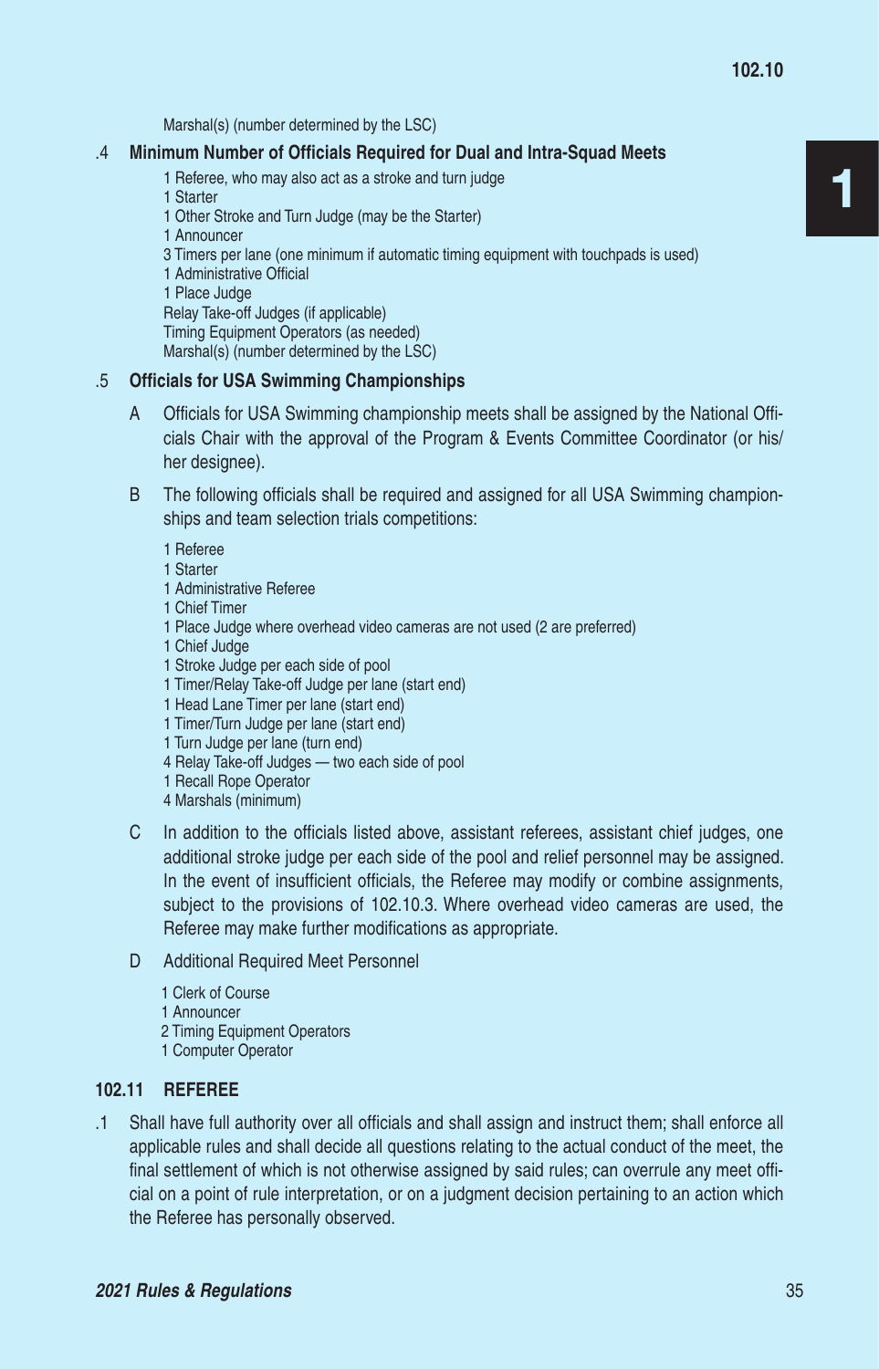Marshal(s) (number determined by the LSC)

.4 **Minimum Number of Officials Required for Dual and Intra-Squad Meets**

1 Referee, who may also act as a stroke and turn judge
1 Starter
1 Other Stroke and Turn Judge (may be the Starter)
1 Announcer
3 Timers per lane (one minimum if automatic timing equipment with touchpads is used)
1 Administrative Official
1 Place Judge
Relay Take-off Judges (if applicable)
Timing Equipment Operators (as needed)
Marshal(s) (number determined by the LSC)

.5 **Officials for USA Swimming Championships**

A Officials for USA Swimming championship meets shall be assigned by the National Officials Chair with the approval of the Program & Events Committee Coordinator (or his/her designee).

B The following officials shall be required and assigned for all USA Swimming championships and team selection trials competitions:

1 Referee
1 Starter
1 Administrative Referee
1 Chief Timer
1 Place Judge where overhead video cameras are not used (2 are preferred)
1 Chief Judge
1 Stroke Judge per each side of pool
1 Timer/Relay Take-off Judge per lane (start end)
1 Head Lane Timer per lane (start end)
1 Timer/Turn Judge per lane (start end)
1 Turn Judge per lane (turn end)
4 Relay Take-off Judges — two each side of pool
1 Recall Rope Operator
4 Marshals (minimum)

C In addition to the officials listed above, assistant referees, assistant chief judges, one additional stroke judge per each side of the pool and relief personnel may be assigned. In the event of insufficient officials, the Referee may modify or combine assignments, subject to the provisions of 102.10.3. Where overhead video cameras are used, the Referee may make further modifications as appropriate.

D Additional Required Meet Personnel

1 Clerk of Course
1 Announcer
2 Timing Equipment Operators
1 Computer Operator

## 102.11 REFEREE

.1 Shall have full authority over all officials and shall assign and instruct them; shall enforce all applicable rules and shall decide all questions relating to the actual conduct of the meet, the final settlement of which is not otherwise assigned by said rules; can overrule any meet official on a point of rule interpretation, or on a judgment decision pertaining to an action which the Referee has personally observed.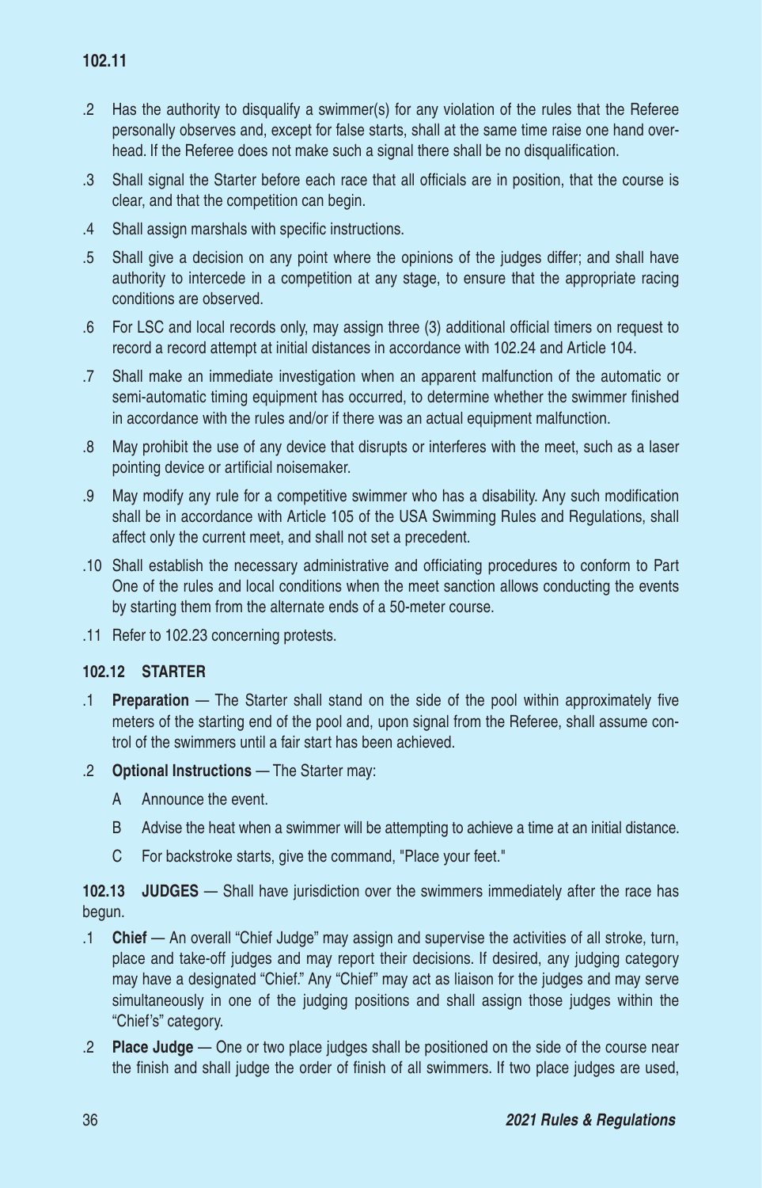.2 Has the authority to disqualify a swimmer(s) for any violation of the rules that the Referee personally observes and, except for false starts, shall at the same time raise one hand overhead. If the Referee does not make such a signal there shall be no disqualification.

.3 Shall signal the Starter before each race that all officials are in position, that the course is clear, and that the competition can begin.

.4 Shall assign marshals with specific instructions.

.5 Shall give a decision on any point where the opinions of the judges differ; and shall have authority to intercede in a competition at any stage, to ensure that the appropriate racing conditions are observed.

.6 For LSC and local records only, may assign three (3) additional official timers on request to record a record attempt at initial distances in accordance with 102.24 and Article 104.

.7 Shall make an immediate investigation when an apparent malfunction of the automatic or semi-automatic timing equipment has occurred, to determine whether the swimmer finished in accordance with the rules and/or if there was an actual equipment malfunction.

.8 May prohibit the use of any device that disrupts or interferes with the meet, such as a laser pointing device or artificial noisemaker.

.9 May modify any rule for a competitive swimmer who has a disability. Any such modification shall be in accordance with Article 105 of the USA Swimming Rules and Regulations, shall affect only the current meet, and shall not set a precedent.

.10 Shall establish the necessary administrative and officiating procedures to conform to Part One of the rules and local conditions when the meet sanction allows conducting the events by starting them from the alternate ends of a 50-meter course.

.11 Refer to 102.23 concerning protests.

**102.12 STARTER**

.1 **Preparation** — The Starter shall stand on the side of the pool within approximately five meters of the starting end of the pool and, upon signal from the Referee, shall assume control of the swimmers until a fair start has been achieved.

.2 **Optional Instructions** — The Starter may:

A Announce the event.

B Advise the heat when a swimmer will be attempting to achieve a time at an initial distance.

C For backstroke starts, give the command, "Place your feet."

**102.13 JUDGES** — Shall have jurisdiction over the swimmers immediately after the race has begun.

.1 **Chief** — An overall "Chief Judge" may assign and supervise the activities of all stroke, turn, place and take-off judges and may report their decisions. If desired, any judging category may have a designated "Chief." Any "Chief" may act as liaison for the judges and may serve simultaneously in one of the judging positions and shall assign those judges within the "Chief's" category.

.2 **Place Judge** — One or two place judges shall be positioned on the side of the course near the finish and shall judge the order of finish of all swimmers. If two place judges are used,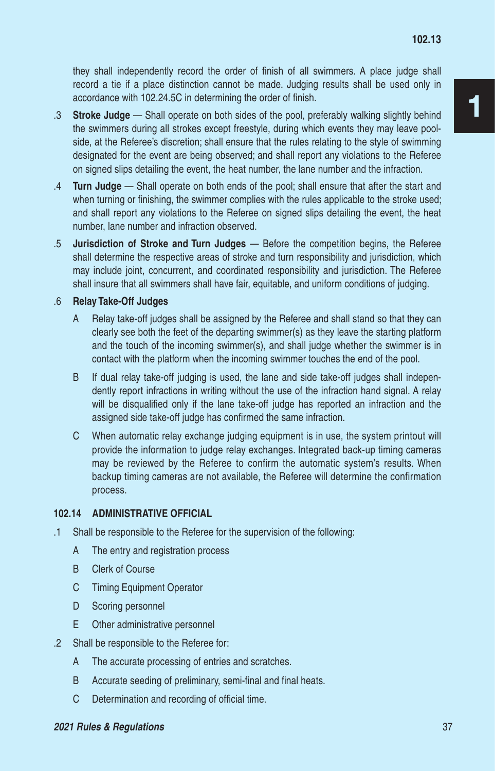they shall independently record the order of finish of all swimmers. A place judge shall record a tie if a place distinction cannot be made. Judging results shall be used only in accordance with 102.24.5C in determining the order of finish.

.3 **Stroke Judge** — Shall operate on both sides of the pool, preferably walking slightly behind the swimmers during all strokes except freestyle, during which events they may leave poolside, at the Referee's discretion; shall ensure that the rules relating to the style of swimming designated for the event are being observed; and shall report any violations to the Referee on signed slips detailing the event, the heat number, the lane number and the infraction.

.4 **Turn Judge** — Shall operate on both ends of the pool; shall ensure that after the start and when turning or finishing, the swimmer complies with the rules applicable to the stroke used; and shall report any violations to the Referee on signed slips detailing the event, the heat number, lane number and infraction observed.

.5 **Jurisdiction of Stroke and Turn Judges** — Before the competition begins, the Referee shall determine the respective areas of stroke and turn responsibility and jurisdiction, which may include joint, concurrent, and coordinated responsibility and jurisdiction. The Referee shall insure that all swimmers shall have fair, equitable, and uniform conditions of judging.

.6 **Relay Take-Off Judges**

A Relay take-off judges shall be assigned by the Referee and shall stand so that they can clearly see both the feet of the departing swimmer(s) as they leave the starting platform and the touch of the incoming swimmer(s), and shall judge whether the swimmer is in contact with the platform when the incoming swimmer touches the end of the pool.

B If dual relay take-off judging is used, the lane and side take-off judges shall independently report infractions in writing without the use of the infraction hand signal. A relay will be disqualified only if the lane take-off judge has reported an infraction and the assigned side take-off judge has confirmed the same infraction.

C When automatic relay exchange judging equipment is in use, the system printout will provide the information to judge relay exchanges. Integrated back-up timing cameras may be reviewed by the Referee to confirm the automatic system's results. When backup timing cameras are not available, the Referee will determine the confirmation process.

## 102.14 ADMINISTRATIVE OFFICIAL

.1 Shall be responsible to the Referee for the supervision of the following:

A The entry and registration process

B Clerk of Course

C Timing Equipment Operator

D Scoring personnel

E Other administrative personnel

.2 Shall be responsible to the Referee for:

A The accurate processing of entries and scratches.

B Accurate seeding of preliminary, semi-final and final heats.

C Determination and recording of official time.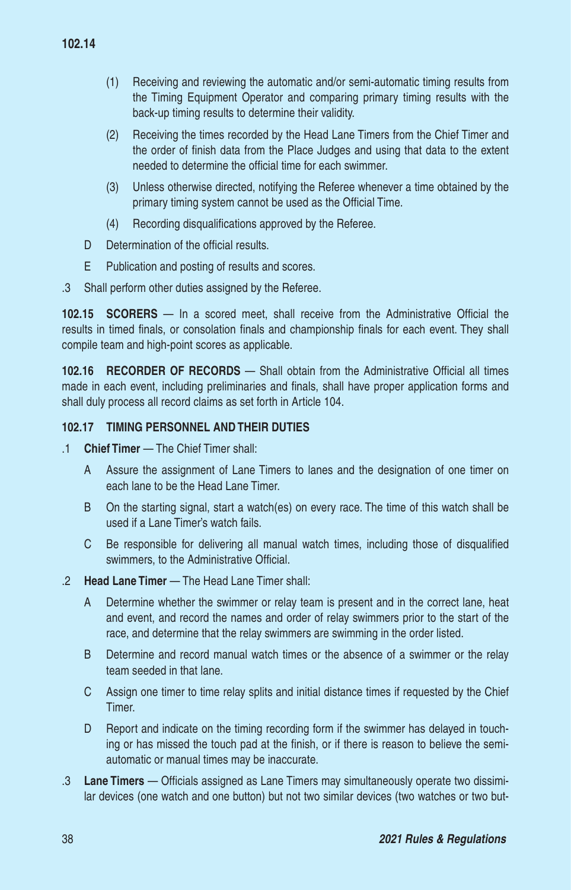(1) Receiving and reviewing the automatic and/or semi-automatic timing results from the Timing Equipment Operator and comparing primary timing results with the back-up timing results to determine their validity.

(2) Receiving the times recorded by the Head Lane Timers from the Chief Timer and the order of finish data from the Place Judges and using that data to the extent needed to determine the official time for each swimmer.

(3) Unless otherwise directed, notifying the Referee whenever a time obtained by the primary timing system cannot be used as the Official Time.

(4) Recording disqualifications approved by the Referee.

D Determination of the official results.

E Publication and posting of results and scores.

.3 Shall perform other duties assigned by the Referee.

**102.15 SCORERS** — In a scored meet, shall receive from the Administrative Official the results in timed finals, or consolation finals and championship finals for each event. They shall compile team and high-point scores as applicable.

**102.16 RECORDER OF RECORDS** — Shall obtain from the Administrative Official all times made in each event, including preliminaries and finals, shall have proper application forms and shall duly process all record claims as set forth in Article 104.

**102.17 TIMING PERSONNEL AND THEIR DUTIES**

.1 **Chief Timer** — The Chief Timer shall:

A Assure the assignment of Lane Timers to lanes and the designation of one timer on each lane to be the Head Lane Timer.

B On the starting signal, start a watch(es) on every race. The time of this watch shall be used if a Lane Timer's watch fails.

C Be responsible for delivering all manual watch times, including those of disqualified swimmers, to the Administrative Official.

.2 **Head Lane Timer** — The Head Lane Timer shall:

A Determine whether the swimmer or relay team is present and in the correct lane, heat and event, and record the names and order of relay swimmers prior to the start of the race, and determine that the relay swimmers are swimming in the order listed.

B Determine and record manual watch times or the absence of a swimmer or the relay team seeded in that lane.

C Assign one timer to time relay splits and initial distance times if requested by the Chief Timer.

D Report and indicate on the timing recording form if the swimmer has delayed in touching or has missed the touch pad at the finish, or if there is reason to believe the semi-automatic or manual times may be inaccurate.

.3 **Lane Timers** — Officials assigned as Lane Timers may simultaneously operate two dissimilar devices (one watch and one button) but not two similar devices (two watches or two but-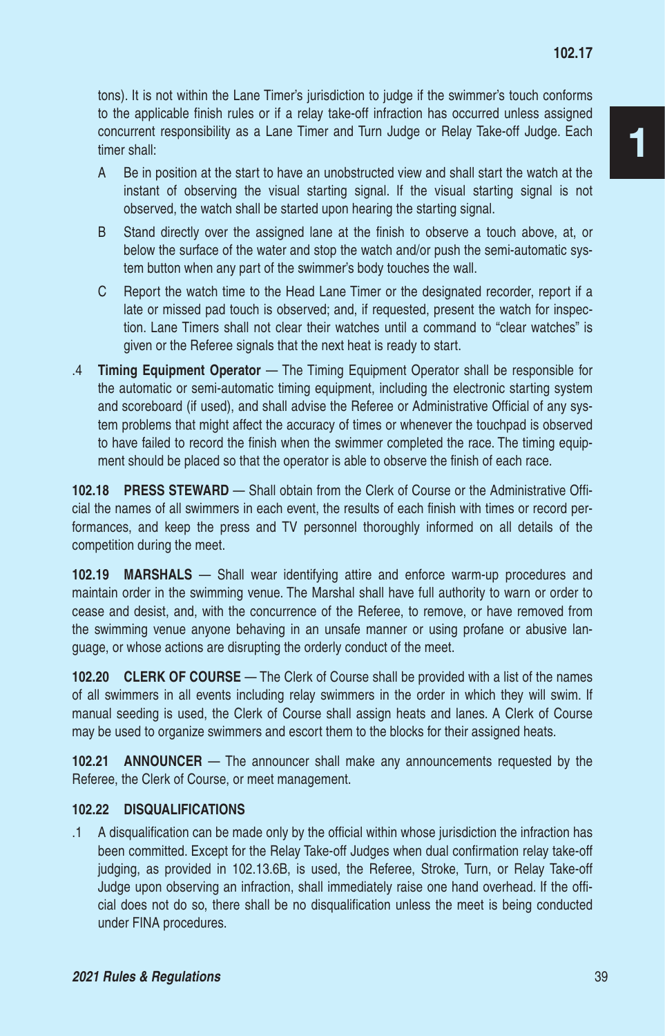tons). It is not within the Lane Timer's jurisdiction to judge if the swimmer's touch conforms to the applicable finish rules or if a relay take-off infraction has occurred unless assigned concurrent responsibility as a Lane Timer and Turn Judge or Relay Take-off Judge. Each timer shall:

A Be in position at the start to have an unobstructed view and shall start the watch at the instant of observing the visual starting signal. If the visual starting signal is not observed, the watch shall be started upon hearing the starting signal.

B Stand directly over the assigned lane at the finish to observe a touch above, at, or below the surface of the water and stop the watch and/or push the semi-automatic system button when any part of the swimmer's body touches the wall.

C Report the watch time to the Head Lane Timer or the designated recorder, report if a late or missed pad touch is observed; and, if requested, present the watch for inspection. Lane Timers shall not clear their watches until a command to "clear watches" is given or the Referee signals that the next heat is ready to start.

.4 **Timing Equipment Operator** — The Timing Equipment Operator shall be responsible for the automatic or semi-automatic timing equipment, including the electronic starting system and scoreboard (if used), and shall advise the Referee or Administrative Official of any system problems that might affect the accuracy of times or whenever the touchpad is observed to have failed to record the finish when the swimmer completed the race. The timing equipment should be placed so that the operator is able to observe the finish of each race.

**102.18 PRESS STEWARD** — Shall obtain from the Clerk of Course or the Administrative Official the names of all swimmers in each event, the results of each finish with times or record performances, and keep the press and TV personnel thoroughly informed on all details of the competition during the meet.

**102.19 MARSHALS** — Shall wear identifying attire and enforce warm-up procedures and maintain order in the swimming venue. The Marshal shall have full authority to warn or order to cease and desist, and, with the concurrence of the Referee, to remove, or have removed from the swimming venue anyone behaving in an unsafe manner or using profane or abusive language, or whose actions are disrupting the orderly conduct of the meet.

**102.20 CLERK OF COURSE** — The Clerk of Course shall be provided with a list of the names of all swimmers in all events including relay swimmers in the order in which they will swim. If manual seeding is used, the Clerk of Course shall assign heats and lanes. A Clerk of Course may be used to organize swimmers and escort them to the blocks for their assigned heats.

**102.21 ANNOUNCER** — The announcer shall make any announcements requested by the Referee, the Clerk of Course, or meet management.

**102.22 DISQUALIFICATIONS**

.1 A disqualification can be made only by the official within whose jurisdiction the infraction has been committed. Except for the Relay Take-off Judges when dual confirmation relay take-off judging, as provided in 102.13.6B, is used, the Referee, Stroke, Turn, or Relay Take-off Judge upon observing an infraction, shall immediately raise one hand overhead. If the official does not do so, there shall be no disqualification unless the meet is being conducted under FINA procedures.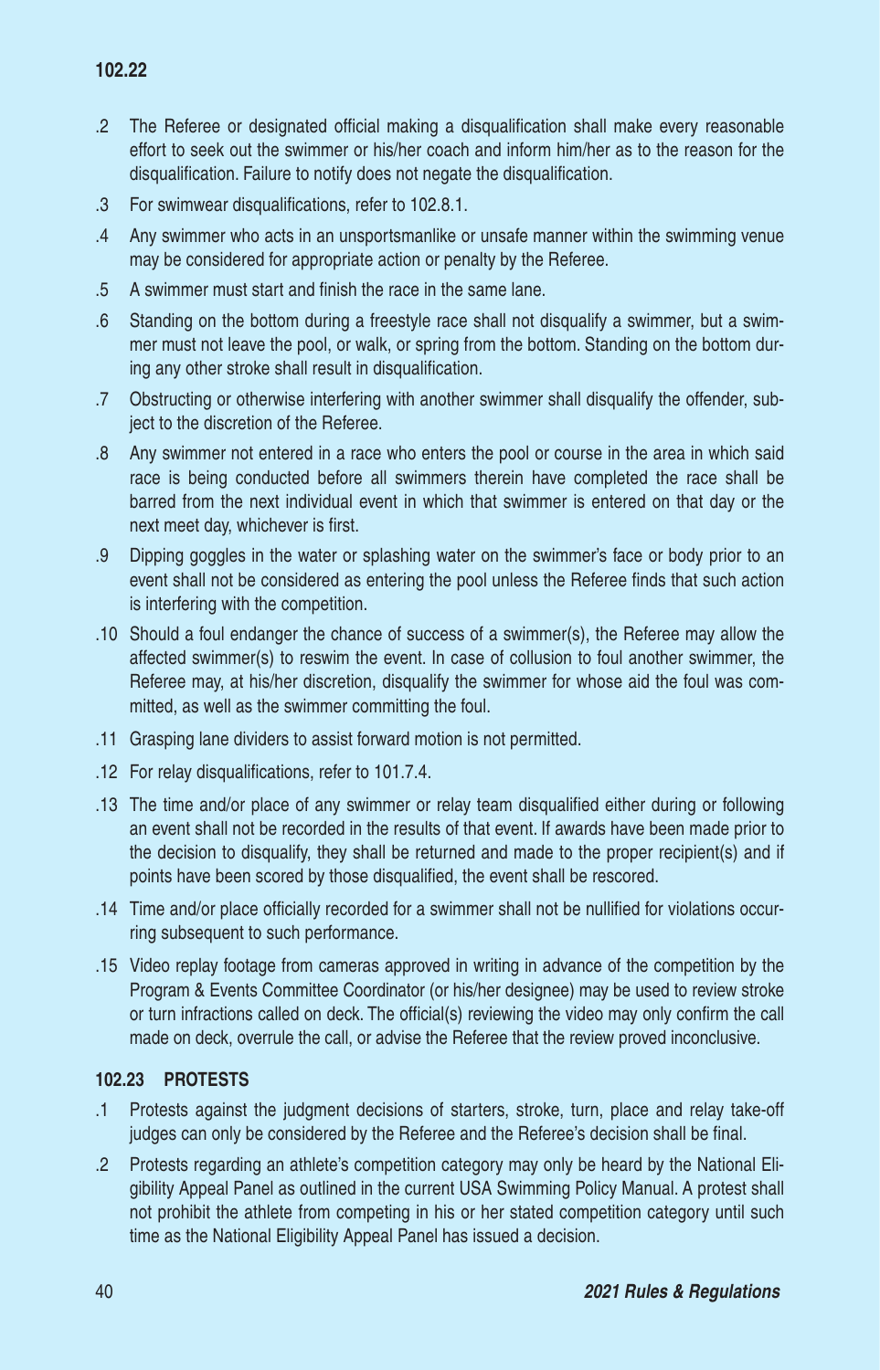**102.22**

.2 The Referee or designated official making a disqualification shall make every reasonable effort to seek out the swimmer or his/her coach and inform him/her as to the reason for the disqualification. Failure to notify does not negate the disqualification.

.3 For swimwear disqualifications, refer to 102.8.1.

.4 Any swimmer who acts in an unsportsmanlike or unsafe manner within the swimming venue may be considered for appropriate action or penalty by the Referee.

.5 A swimmer must start and finish the race in the same lane.

.6 Standing on the bottom during a freestyle race shall not disqualify a swimmer, but a swimmer must not leave the pool, or walk, or spring from the bottom. Standing on the bottom during any other stroke shall result in disqualification.

.7 Obstructing or otherwise interfering with another swimmer shall disqualify the offender, subject to the discretion of the Referee.

.8 Any swimmer not entered in a race who enters the pool or course in the area in which said race is being conducted before all swimmers therein have completed the race shall be barred from the next individual event in which that swimmer is entered on that day or the next meet day, whichever is first.

.9 Dipping goggles in the water or splashing water on the swimmer's face or body prior to an event shall not be considered as entering the pool unless the Referee finds that such action is interfering with the competition.

.10 Should a foul endanger the chance of success of a swimmer(s), the Referee may allow the affected swimmer(s) to reswim the event. In case of collusion to foul another swimmer, the Referee may, at his/her discretion, disqualify the swimmer for whose aid the foul was committed, as well as the swimmer committing the foul.

.11 Grasping lane dividers to assist forward motion is not permitted.

.12 For relay disqualifications, refer to 101.7.4.

.13 The time and/or place of any swimmer or relay team disqualified either during or following an event shall not be recorded in the results of that event. If awards have been made prior to the decision to disqualify, they shall be returned and made to the proper recipient(s) and if points have been scored by those disqualified, the event shall be rescored.

.14 Time and/or place officially recorded for a swimmer shall not be nullified for violations occurring subsequent to such performance.

.15 Video replay footage from cameras approved in writing in advance of the competition by the Program & Events Committee Coordinator (or his/her designee) may be used to review stroke or turn infractions called on deck. The official(s) reviewing the video may only confirm the call made on deck, overrule the call, or advise the Referee that the review proved inconclusive.

**102.23 PROTESTS**

.1 Protests against the judgment decisions of starters, stroke, turn, place and relay take-off judges can only be considered by the Referee and the Referee's decision shall be final.

.2 Protests regarding an athlete's competition category may only be heard by the National Eligibility Appeal Panel as outlined in the current USA Swimming Policy Manual. A protest shall not prohibit the athlete from competing in his or her stated competition category until such time as the National Eligibility Appeal Panel has issued a decision.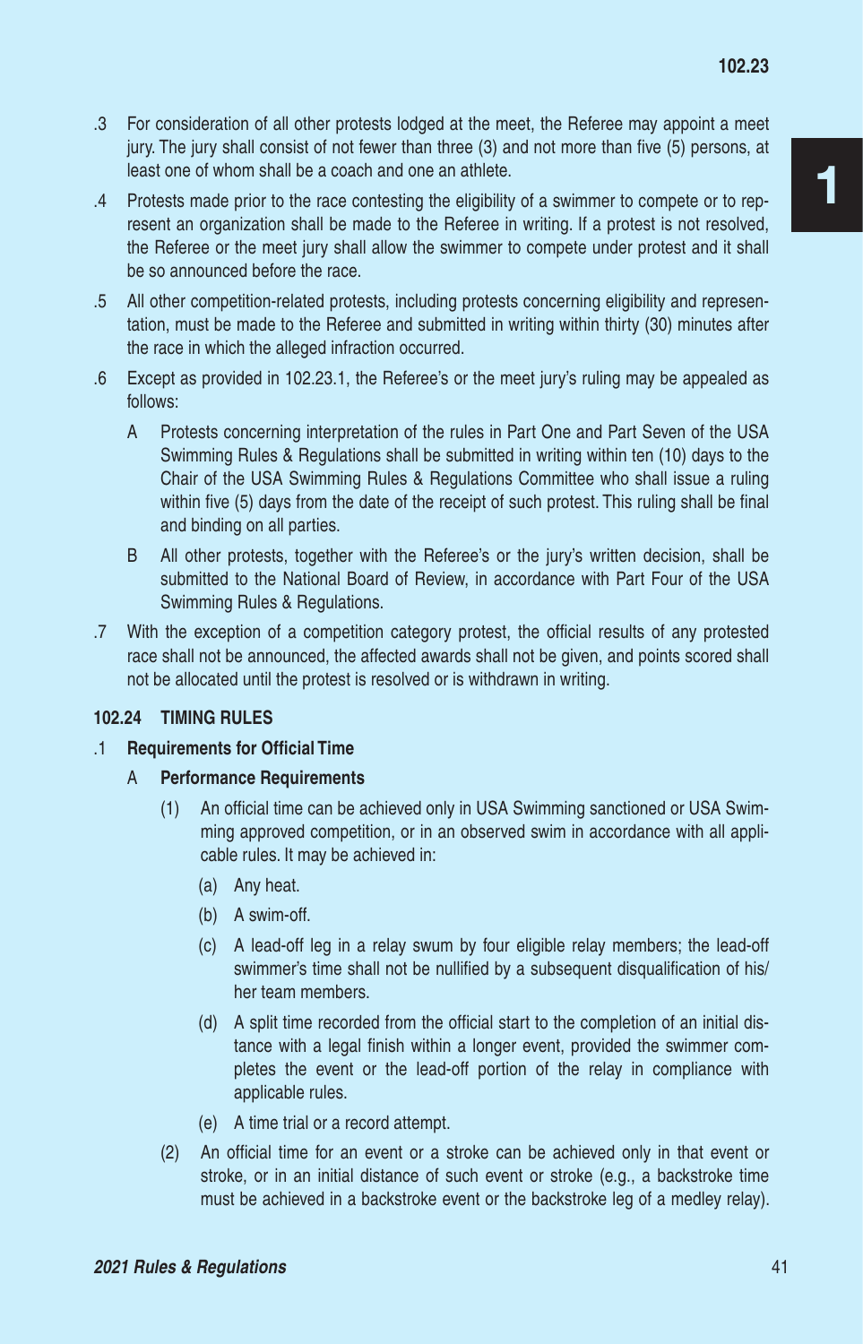.3 For consideration of all other protests lodged at the meet, the Referee may appoint a meet jury. The jury shall consist of not fewer than three (3) and not more than five (5) persons, at least one of whom shall be a coach and one an athlete.

.4 Protests made prior to the race contesting the eligibility of a swimmer to compete or to represent an organization shall be made to the Referee in writing. If a protest is not resolved, the Referee or the meet jury shall allow the swimmer to compete under protest and it shall be so announced before the race.

.5 All other competition-related protests, including protests concerning eligibility and representation, must be made to the Referee and submitted in writing within thirty (30) minutes after the race in which the alleged infraction occurred.

.6 Except as provided in 102.23.1, the Referee's or the meet jury's ruling may be appealed as follows:

A Protests concerning interpretation of the rules in Part One and Part Seven of the USA Swimming Rules & Regulations shall be submitted in writing within ten (10) days to the Chair of the USA Swimming Rules & Regulations Committee who shall issue a ruling within five (5) days from the date of the receipt of such protest. This ruling shall be final and binding on all parties.

B All other protests, together with the Referee's or the jury's written decision, shall be submitted to the National Board of Review, in accordance with Part Four of the USA Swimming Rules & Regulations.

.7 With the exception of a competition category protest, the official results of any protested race shall not be announced, the affected awards shall not be given, and points scored shall not be allocated until the protest is resolved or is withdrawn in writing.

### 102.24 TIMING RULES

**.1 Requirements for Official Time**

**A Performance Requirements**

(1) An official time can be achieved only in USA Swimming sanctioned or USA Swimming approved competition, or in an observed swim in accordance with all applicable rules. It may be achieved in:

(a) Any heat.

(b) A swim-off.

(c) A lead-off leg in a relay swum by four eligible relay members; the lead-off swimmer's time shall not be nullified by a subsequent disqualification of his/her team members.

(d) A split time recorded from the official start to the completion of an initial distance with a legal finish within a longer event, provided the swimmer completes the event or the lead-off portion of the relay in compliance with applicable rules.

(e) A time trial or a record attempt.

(2) An official time for an event or a stroke can be achieved only in that event or stroke, or in an initial distance of such event or stroke (e.g., a backstroke time must be achieved in a backstroke event or the backstroke leg of a medley relay).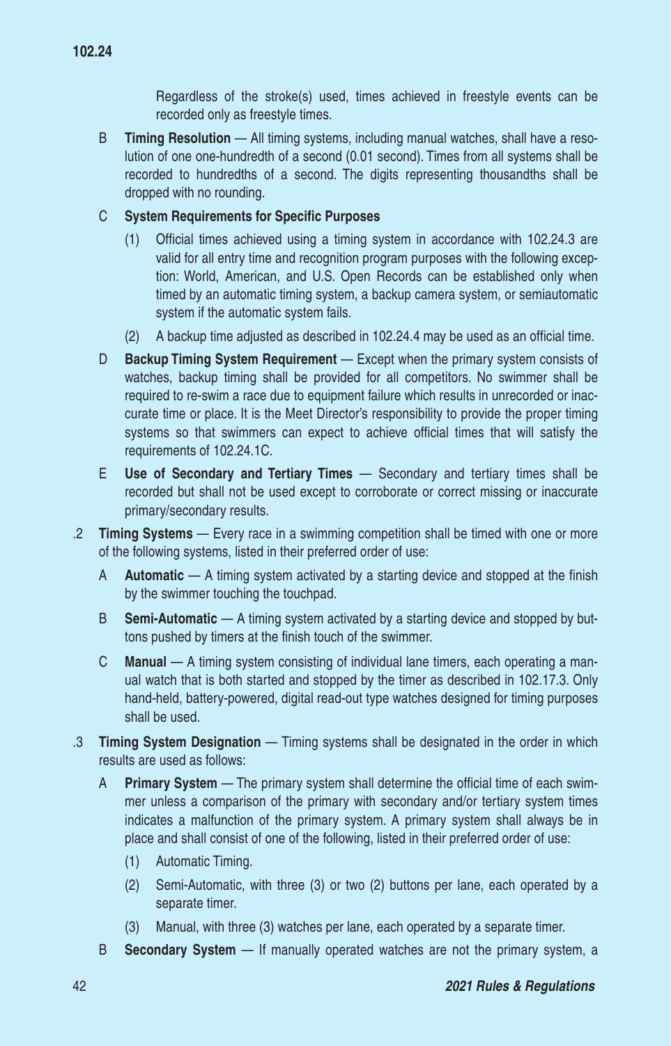Regardless of the stroke(s) used, times achieved in freestyle events can be recorded only as freestyle times.

B **Timing Resolution** — All timing systems, including manual watches, shall have a resolution of one one-hundredth of a second (0.01 second). Times from all systems shall be recorded to hundredths of a second. The digits representing thousandths shall be dropped with no rounding.

C **System Requirements for Specific Purposes**

(1) Official times achieved using a timing system in accordance with 102.24.3 are valid for all entry time and recognition program purposes with the following exception: World, American, and U.S. Open Records can be established only when timed by an automatic timing system, a backup camera system, or semiautomatic system if the automatic system fails.

(2) A backup time adjusted as described in 102.24.4 may be used as an official time.

D **Backup Timing System Requirement** — Except when the primary system consists of watches, backup timing shall be provided for all competitors. No swimmer shall be required to re-swim a race due to equipment failure which results in unrecorded or inaccurate time or place. It is the Meet Director's responsibility to provide the proper timing systems so that swimmers can expect to achieve official times that will satisfy the requirements of 102.24.1C.

E **Use of Secondary and Tertiary Times** — Secondary and tertiary times shall be recorded but shall not be used except to corroborate or correct missing or inaccurate primary/secondary results.

.2 **Timing Systems** — Every race in a swimming competition shall be timed with one or more of the following systems, listed in their preferred order of use:

A **Automatic** — A timing system activated by a starting device and stopped at the finish by the swimmer touching the touchpad.

B **Semi-Automatic** — A timing system activated by a starting device and stopped by buttons pushed by timers at the finish touch of the swimmer.

C **Manual** — A timing system consisting of individual lane timers, each operating a manual watch that is both started and stopped by the timer as described in 102.17.3. Only hand-held, battery-powered, digital read-out type watches designed for timing purposes shall be used.

.3 **Timing System Designation** — Timing systems shall be designated in the order in which results are used as follows:

A **Primary System** — The primary system shall determine the official time of each swimmer unless a comparison of the primary with secondary and/or tertiary system times indicates a malfunction of the primary system. A primary system shall always be in place and shall consist of one of the following, listed in their preferred order of use:

(1) Automatic Timing.

(2) Semi-Automatic, with three (3) or two (2) buttons per lane, each operated by a separate timer.

(3) Manual, with three (3) watches per lane, each operated by a separate timer.

B **Secondary System** — If manually operated watches are not the primary system, a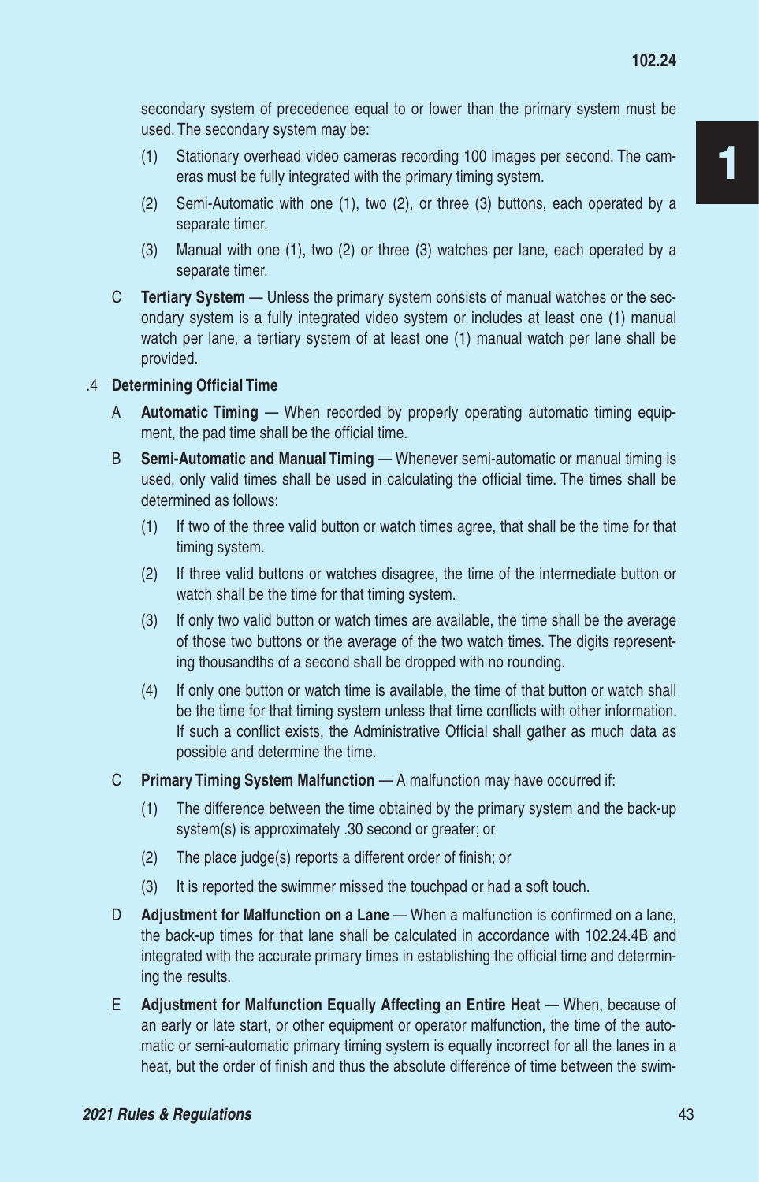secondary system of precedence equal to or lower than the primary system must be used. The secondary system may be:

(1) Stationary overhead video cameras recording 100 images per second. The cameras must be fully integrated with the primary timing system.

(2) Semi-Automatic with one (1), two (2), or three (3) buttons, each operated by a separate timer.

(3) Manual with one (1), two (2) or three (3) watches per lane, each operated by a separate timer.

C **Tertiary System** — Unless the primary system consists of manual watches or the secondary system is a fully integrated video system or includes at least one (1) manual watch per lane, a tertiary system of at least one (1) manual watch per lane shall be provided.

.4 **Determining Official Time**

A **Automatic Timing** — When recorded by properly operating automatic timing equipment, the pad time shall be the official time.

B **Semi-Automatic and Manual Timing** — Whenever semi-automatic or manual timing is used, only valid times shall be used in calculating the official time. The times shall be determined as follows:

(1) If two of the three valid button or watch times agree, that shall be the time for that timing system.

(2) If three valid buttons or watches disagree, the time of the intermediate button or watch shall be the time for that timing system.

(3) If only two valid button or watch times are available, the time shall be the average of those two buttons or the average of the two watch times. The digits representing thousandths of a second shall be dropped with no rounding.

(4) If only one button or watch time is available, the time of that button or watch shall be the time for that timing system unless that time conflicts with other information. If such a conflict exists, the Administrative Official shall gather as much data as possible and determine the time.

C **Primary Timing System Malfunction** — A malfunction may have occurred if:

(1) The difference between the time obtained by the primary system and the back-up system(s) is approximately .30 second or greater; or

(2) The place judge(s) reports a different order of finish; or

(3) It is reported the swimmer missed the touchpad or had a soft touch.

D **Adjustment for Malfunction on a Lane** — When a malfunction is confirmed on a lane, the back-up times for that lane shall be calculated in accordance with 102.24.4B and integrated with the accurate primary times in establishing the official time and determining the results.

E **Adjustment for Malfunction Equally Affecting an Entire Heat** — When, because of an early or late start, or other equipment or operator malfunction, the time of the automatic or semi-automatic primary timing system is equally incorrect for all the lanes in a heat, but the order of finish and thus the absolute difference of time between the swim-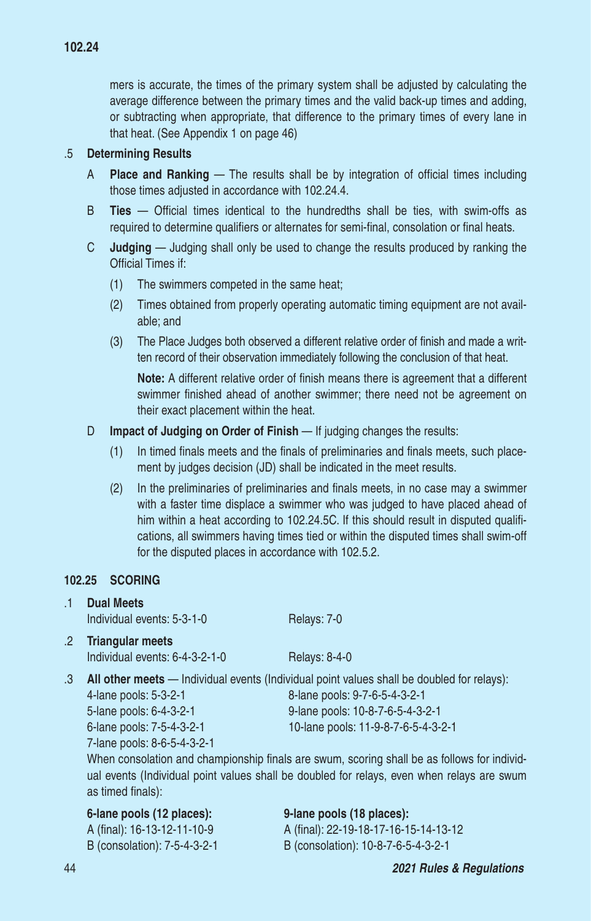mers is accurate, the times of the primary system shall be adjusted by calculating the average difference between the primary times and the valid back-up times and adding, or subtracting when appropriate, that difference to the primary times of every lane in that heat. (See Appendix 1 on page 46)

.5 **Determining Results**

A **Place and Ranking** — The results shall be by integration of official times including those times adjusted in accordance with 102.24.4.

B **Ties** — Official times identical to the hundredths shall be ties, with swim-offs as required to determine qualifiers or alternates for semi-final, consolation or final heats.

C **Judging** — Judging shall only be used to change the results produced by ranking the Official Times if:

(1) The swimmers competed in the same heat;

(2) Times obtained from properly operating automatic timing equipment are not available; and

(3) The Place Judges both observed a different relative order of finish and made a written record of their observation immediately following the conclusion of that heat.

**Note:** A different relative order of finish means there is agreement that a different swimmer finished ahead of another swimmer; there need not be agreement on their exact placement within the heat.

D **Impact of Judging on Order of Finish** — If judging changes the results:

(1) In timed finals meets and the finals of preliminaries and finals meets, such placement by judges decision (JD) shall be indicated in the meet results.

(2) In the preliminaries of preliminaries and finals meets, in no case may a swimmer with a faster time displace a swimmer who was judged to have placed ahead of him within a heat according to 102.24.5C. If this should result in disputed qualifications, all swimmers having times tied or within the disputed times shall swim-off for the disputed places in accordance with 102.5.2.

## 102.25 SCORING

.1 **Dual Meets**

Individual events: 5-3-1-0 Relays: 7-0

.2 **Triangular meets**

Individual events: 6-4-3-2-1-0 Relays: 8-4-0

.3 **All other meets** — Individual events (Individual point values shall be doubled for relays):

4-lane pools: 5-3-2-1
5-lane pools: 6-4-3-2-1
6-lane pools: 7-5-4-3-2-1
7-lane pools: 8-6-5-4-3-2-1
8-lane pools: 9-7-6-5-4-3-2-1
9-lane pools: 10-8-7-6-5-4-3-2-1
10-lane pools: 11-9-8-7-6-5-4-3-2-1

When consolation and championship finals are swum, scoring shall be as follows for individual events (Individual point values shall be doubled for relays, even when relays are swum as timed finals):

**6-lane pools (12 places):**
A (final): 16-13-12-11-10-9
B (consolation): 7-5-4-3-2-1

**9-lane pools (18 places):**
A (final): 22-19-18-17-16-15-14-13-12
B (consolation): 10-8-7-6-5-4-3-2-1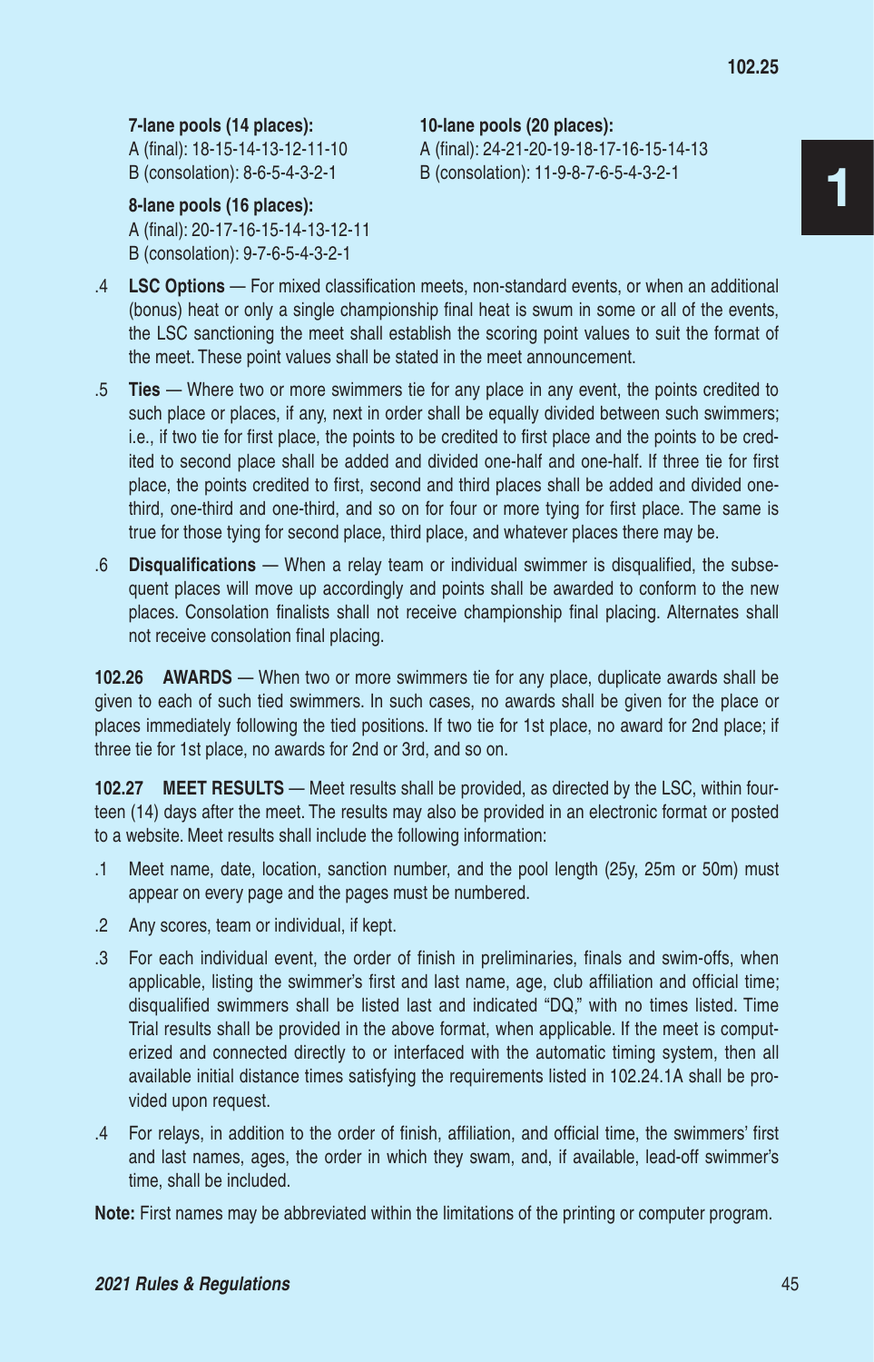**7-lane pools (14 places):**
A (final): 18-15-14-13-12-11-10
B (consolation): 8-6-5-4-3-2-1

**8-lane pools (16 places):**
A (final): 20-17-16-15-14-13-12-11
B (consolation): 9-7-6-5-4-3-2-1

**10-lane pools (20 places):**
A (final): 24-21-20-19-18-17-16-15-14-13
B (consolation): 11-9-8-7-6-5-4-3-2-1

.4 **LSC Options** — For mixed classification meets, non-standard events, or when an additional (bonus) heat or only a single championship final heat is swum in some or all of the events, the LSC sanctioning the meet shall establish the scoring point values to suit the format of the meet. These point values shall be stated in the meet announcement.

.5 **Ties** — Where two or more swimmers tie for any place in any event, the points credited to such place or places, if any, next in order shall be equally divided between such swimmers; i.e., if two tie for first place, the points to be credited to first place and the points to be credited to second place shall be added and divided one-half and one-half. If three tie for first place, the points credited to first, second and third places shall be added and divided one-third, one-third and one-third, and so on for four or more tying for first place. The same is true for those tying for second place, third place, and whatever places there may be.

.6 **Disqualifications** — When a relay team or individual swimmer is disqualified, the subsequent places will move up accordingly and points shall be awarded to conform to the new places. Consolation finalists shall not receive championship final placing. Alternates shall not receive consolation final placing.

**102.26 AWARDS** — When two or more swimmers tie for any place, duplicate awards shall be given to each of such tied swimmers. In such cases, no awards shall be given for the place or places immediately following the tied positions. If two tie for 1st place, no award for 2nd place; if three tie for 1st place, no awards for 2nd or 3rd, and so on.

**102.27 MEET RESULTS** — Meet results shall be provided, as directed by the LSC, within fourteen (14) days after the meet. The results may also be provided in an electronic format or posted to a website. Meet results shall include the following information:

.1 Meet name, date, location, sanction number, and the pool length (25y, 25m or 50m) must appear on every page and the pages must be numbered.

.2 Any scores, team or individual, if kept.

.3 For each individual event, the order of finish in preliminaries, finals and swim-offs, when applicable, listing the swimmer's first and last name, age, club affiliation and official time; disqualified swimmers shall be listed last and indicated "DQ," with no times listed. Time Trial results shall be provided in the above format, when applicable. If the meet is computerized and connected directly to or interfaced with the automatic timing system, then all available initial distance times satisfying the requirements listed in 102.24.1A shall be provided upon request.

.4 For relays, in addition to the order of finish, affiliation, and official time, the swimmers' first and last names, ages, the order in which they swam, and, if available, lead-off swimmer's time, shall be included.

**Note:** First names may be abbreviated within the limitations of the printing or computer program.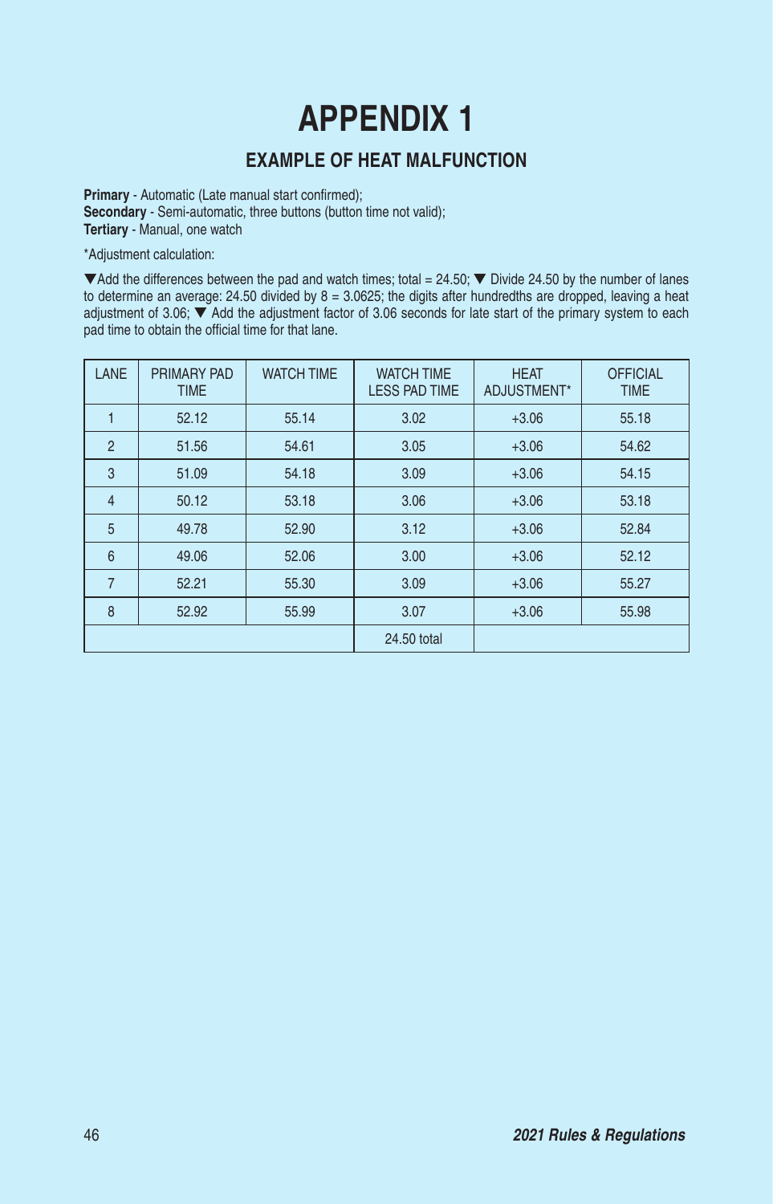# APPENDIX 1

## EXAMPLE OF HEAT MALFUNCTION

**Primary** - Automatic (Late manual start confirmed);
**Secondary** - Semi-automatic, three buttons (button time not valid);
**Tertiary** - Manual, one watch

*Adjustment calculation:

▼Add the differences between the pad and watch times; total = 24.50; ▼ Divide 24.50 by the number of lanes to determine an average: 24.50 divided by 8 = 3.0625; the digits after hundredths are dropped, leaving a heat adjustment of 3.06; ▼ Add the adjustment factor of 3.06 seconds for late start of the primary system to each pad time to obtain the official time for that lane.

| LANE | PRIMARY PAD TIME | WATCH TIME | WATCH TIME LESS PAD TIME | HEAT ADJUSTMENT* | OFFICIAL TIME |
|---|---|---|---|---|---|
| 1 | 52.12 | 55.14 | 3.02 | +3.06 | 55.18 |
| 2 | 51.56 | 54.61 | 3.05 | +3.06 | 54.62 |
| 3 | 51.09 | 54.18 | 3.09 | +3.06 | 54.15 |
| 4 | 50.12 | 53.18 | 3.06 | +3.06 | 53.18 |
| 5 | 49.78 | 52.90 | 3.12 | +3.06 | 52.84 |
| 6 | 49.06 | 52.06 | 3.00 | +3.06 | 52.12 |
| 7 | 52.21 | 55.30 | 3.09 | +3.06 | 55.27 |
| 8 | 52.92 | 55.99 | 3.07 | +3.06 | 55.98 |
| | | | 24.50 total | | |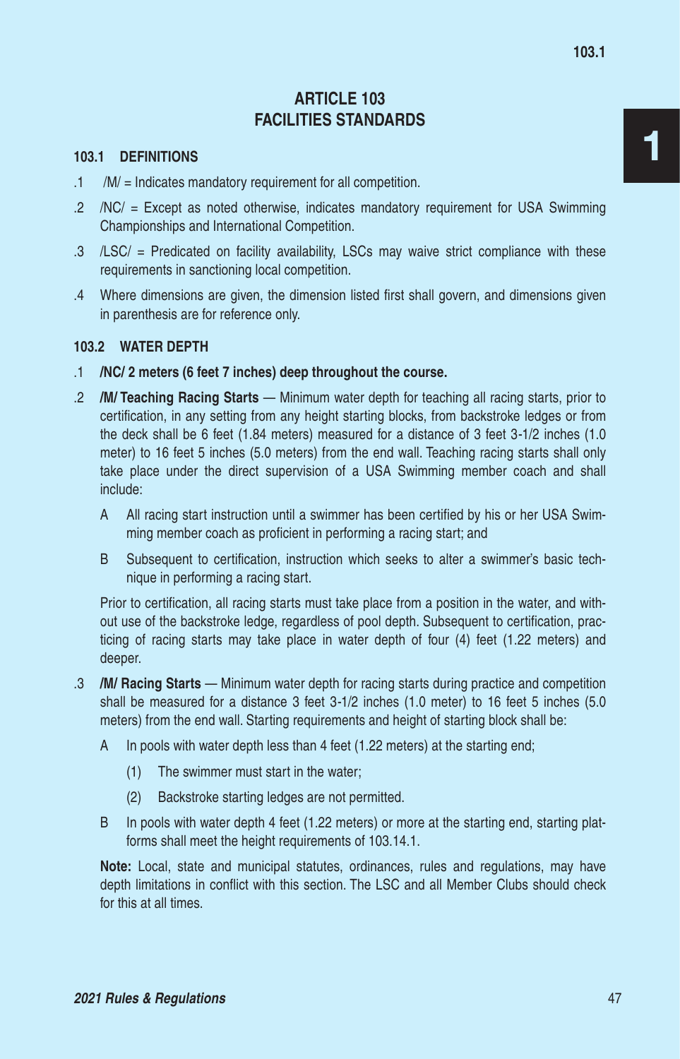# ARTICLE 103
# FACILITIES STANDARDS

### 103.1 DEFINITIONS

.1 /M/ = Indicates mandatory requirement for all competition.

.2 /NC/ = Except as noted otherwise, indicates mandatory requirement for USA Swimming Championships and International Competition.

.3 /LSC/ = Predicated on facility availability, LSCs may waive strict compliance with these requirements in sanctioning local competition.

.4 Where dimensions are given, the dimension listed first shall govern, and dimensions given in parenthesis are for reference only.

### 103.2 WATER DEPTH

.1 **/NC/ 2 meters (6 feet 7 inches) deep throughout the course.**

.2 **/M/ Teaching Racing Starts** — Minimum water depth for teaching all racing starts, prior to certification, in any setting from any height starting blocks, from backstroke ledges or from the deck shall be 6 feet (1.84 meters) measured for a distance of 3 feet 3-1/2 inches (1.0 meter) to 16 feet 5 inches (5.0 meters) from the end wall. Teaching racing starts shall only take place under the direct supervision of a USA Swimming member coach and shall include:

A All racing start instruction until a swimmer has been certified by his or her USA Swimming member coach as proficient in performing a racing start; and

B Subsequent to certification, instruction which seeks to alter a swimmer's basic technique in performing a racing start.

Prior to certification, all racing starts must take place from a position in the water, and without use of the backstroke ledge, regardless of pool depth. Subsequent to certification, practicing of racing starts may take place in water depth of four (4) feet (1.22 meters) and deeper.

.3 **/M/ Racing Starts** — Minimum water depth for racing starts during practice and competition shall be measured for a distance 3 feet 3-1/2 inches (1.0 meter) to 16 feet 5 inches (5.0 meters) from the end wall. Starting requirements and height of starting block shall be:

A In pools with water depth less than 4 feet (1.22 meters) at the starting end;

(1) The swimmer must start in the water;

(2) Backstroke starting ledges are not permitted.

B In pools with water depth 4 feet (1.22 meters) or more at the starting end, starting platforms shall meet the height requirements of 103.14.1.

**Note:** Local, state and municipal statutes, ordinances, rules and regulations, may have depth limitations in conflict with this section. The LSC and all Member Clubs should check for this at all times.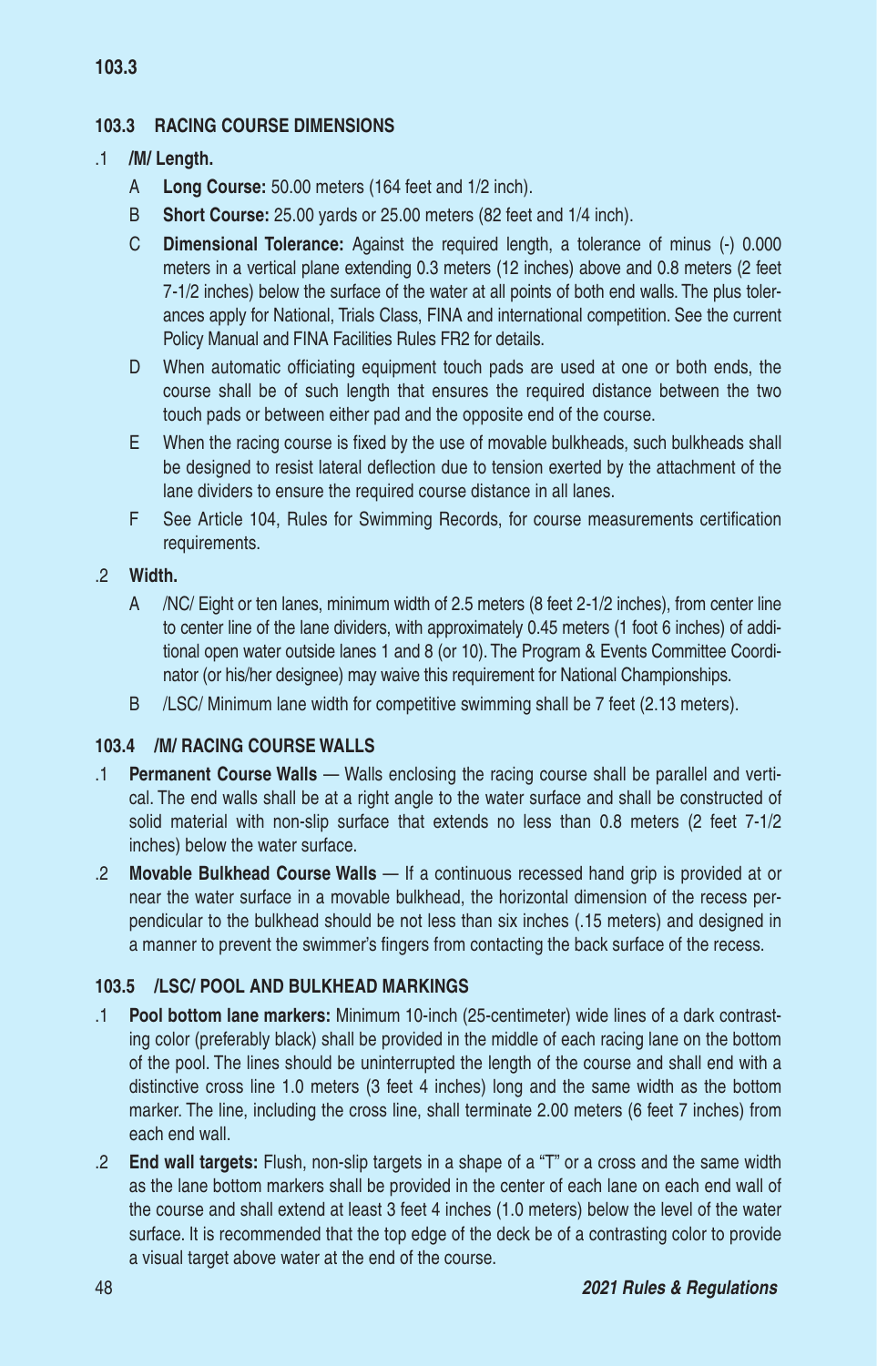## 103.3 RACING COURSE DIMENSIONS

.1 **/M/ Length.**

A **Long Course:** 50.00 meters (164 feet and 1/2 inch).

B **Short Course:** 25.00 yards or 25.00 meters (82 feet and 1/4 inch).

C **Dimensional Tolerance:** Against the required length, a tolerance of minus (-) 0.000 meters in a vertical plane extending 0.3 meters (12 inches) above and 0.8 meters (2 feet 7-1/2 inches) below the surface of the water at all points of both end walls. The plus tolerances apply for National, Trials Class, FINA and international competition. See the current Policy Manual and FINA Facilities Rules FR2 for details.

D When automatic officiating equipment touch pads are used at one or both ends, the course shall be of such length that ensures the required distance between the two touch pads or between either pad and the opposite end of the course.

E When the racing course is fixed by the use of movable bulkheads, such bulkheads shall be designed to resist lateral deflection due to tension exerted by the attachment of the lane dividers to ensure the required course distance in all lanes.

F See Article 104, Rules for Swimming Records, for course measurements certification requirements.

.2 **Width.**

A /NC/ Eight or ten lanes, minimum width of 2.5 meters (8 feet 2-1/2 inches), from center line to center line of the lane dividers, with approximately 0.45 meters (1 foot 6 inches) of additional open water outside lanes 1 and 8 (or 10). The Program & Events Committee Coordinator (or his/her designee) may waive this requirement for National Championships.

B /LSC/ Minimum lane width for competitive swimming shall be 7 feet (2.13 meters).

## 103.4 /M/ RACING COURSE WALLS

.1 **Permanent Course Walls** — Walls enclosing the racing course shall be parallel and vertical. The end walls shall be at a right angle to the water surface and shall be constructed of solid material with non-slip surface that extends no less than 0.8 meters (2 feet 7-1/2 inches) below the water surface.

.2 **Movable Bulkhead Course Walls** — If a continuous recessed hand grip is provided at or near the water surface in a movable bulkhead, the horizontal dimension of the recess perpendicular to the bulkhead should be not less than six inches (.15 meters) and designed in a manner to prevent the swimmer's fingers from contacting the back surface of the recess.

## 103.5 /LSC/ POOL AND BULKHEAD MARKINGS

.1 **Pool bottom lane markers:** Minimum 10-inch (25-centimeter) wide lines of a dark contrasting color (preferably black) shall be provided in the middle of each racing lane on the bottom of the pool. The lines should be uninterrupted the length of the course and shall end with a distinctive cross line 1.0 meters (3 feet 4 inches) long and the same width as the bottom marker. The line, including the cross line, shall terminate 2.00 meters (6 feet 7 inches) from each end wall.

.2 **End wall targets:** Flush, non-slip targets in a shape of a "T" or a cross and the same width as the lane bottom markers shall be provided in the center of each lane on each end wall of the course and shall extend at least 3 feet 4 inches (1.0 meters) below the level of the water surface. It is recommended that the top edge of the deck be of a contrasting color to provide a visual target above water at the end of the course.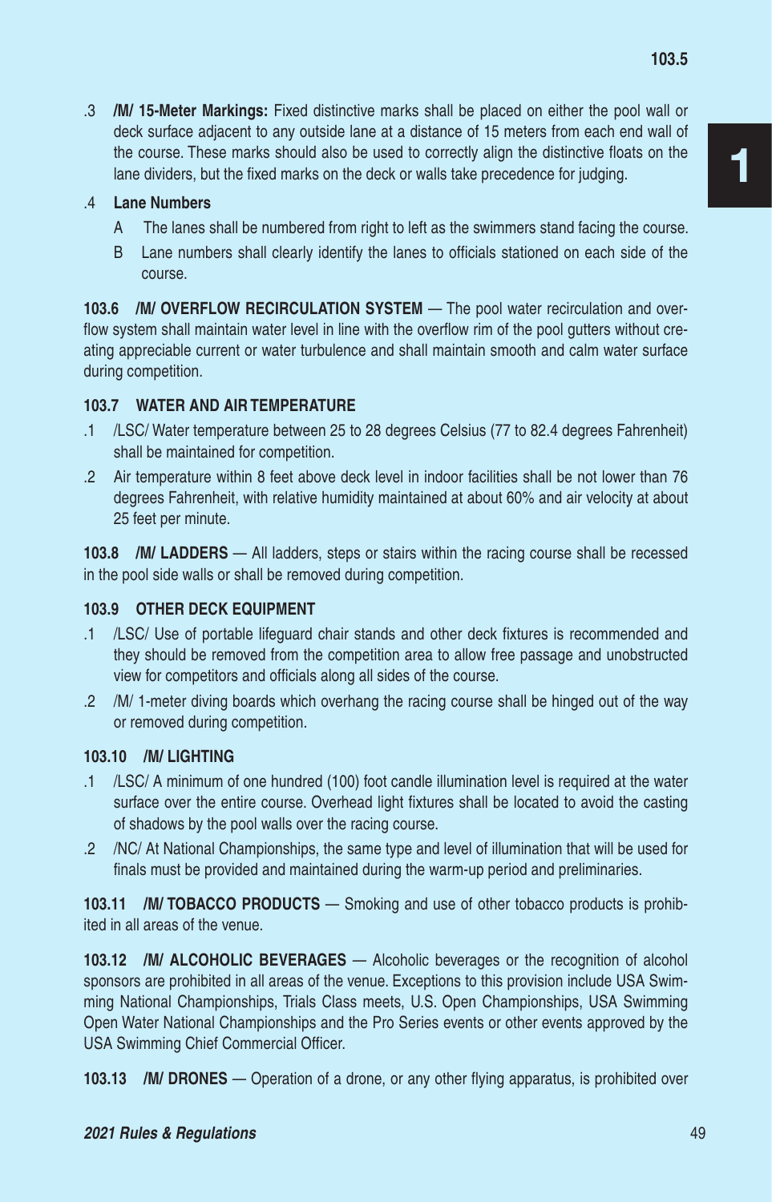.3 **/M/ 15-Meter Markings:** Fixed distinctive marks shall be placed on either the pool wall or deck surface adjacent to any outside lane at a distance of 15 meters from each end wall of the course. These marks should also be used to correctly align the distinctive floats on the lane dividers, but the fixed marks on the deck or walls take precedence for judging.

.4 **Lane Numbers**

A The lanes shall be numbered from right to left as the swimmers stand facing the course.

B Lane numbers shall clearly identify the lanes to officials stationed on each side of the course.

**103.6 /M/ OVERFLOW RECIRCULATION SYSTEM** — The pool water recirculation and overflow system shall maintain water level in line with the overflow rim of the pool gutters without creating appreciable current or water turbulence and shall maintain smooth and calm water surface during competition.

**103.7 WATER AND AIR TEMPERATURE**

.1 /LSC/ Water temperature between 25 to 28 degrees Celsius (77 to 82.4 degrees Fahrenheit) shall be maintained for competition.

.2 Air temperature within 8 feet above deck level in indoor facilities shall be not lower than 76 degrees Fahrenheit, with relative humidity maintained at about 60% and air velocity at about 25 feet per minute.

**103.8 /M/ LADDERS** — All ladders, steps or stairs within the racing course shall be recessed in the pool side walls or shall be removed during competition.

**103.9 OTHER DECK EQUIPMENT**

.1 /LSC/ Use of portable lifeguard chair stands and other deck fixtures is recommended and they should be removed from the competition area to allow free passage and unobstructed view for competitors and officials along all sides of the course.

.2 /M/ 1-meter diving boards which overhang the racing course shall be hinged out of the way or removed during competition.

**103.10 /M/ LIGHTING**

.1 /LSC/ A minimum of one hundred (100) foot candle illumination level is required at the water surface over the entire course. Overhead light fixtures shall be located to avoid the casting of shadows by the pool walls over the racing course.

.2 /NC/ At National Championships, the same type and level of illumination that will be used for finals must be provided and maintained during the warm-up period and preliminaries.

**103.11 /M/ TOBACCO PRODUCTS** — Smoking and use of other tobacco products is prohibited in all areas of the venue.

**103.12 /M/ ALCOHOLIC BEVERAGES** — Alcoholic beverages or the recognition of alcohol sponsors are prohibited in all areas of the venue. Exceptions to this provision include USA Swimming National Championships, Trials Class meets, U.S. Open Championships, USA Swimming Open Water National Championships and the Pro Series events or other events approved by the USA Swimming Chief Commercial Officer.

**103.13 /M/ DRONES** — Operation of a drone, or any other flying apparatus, is prohibited over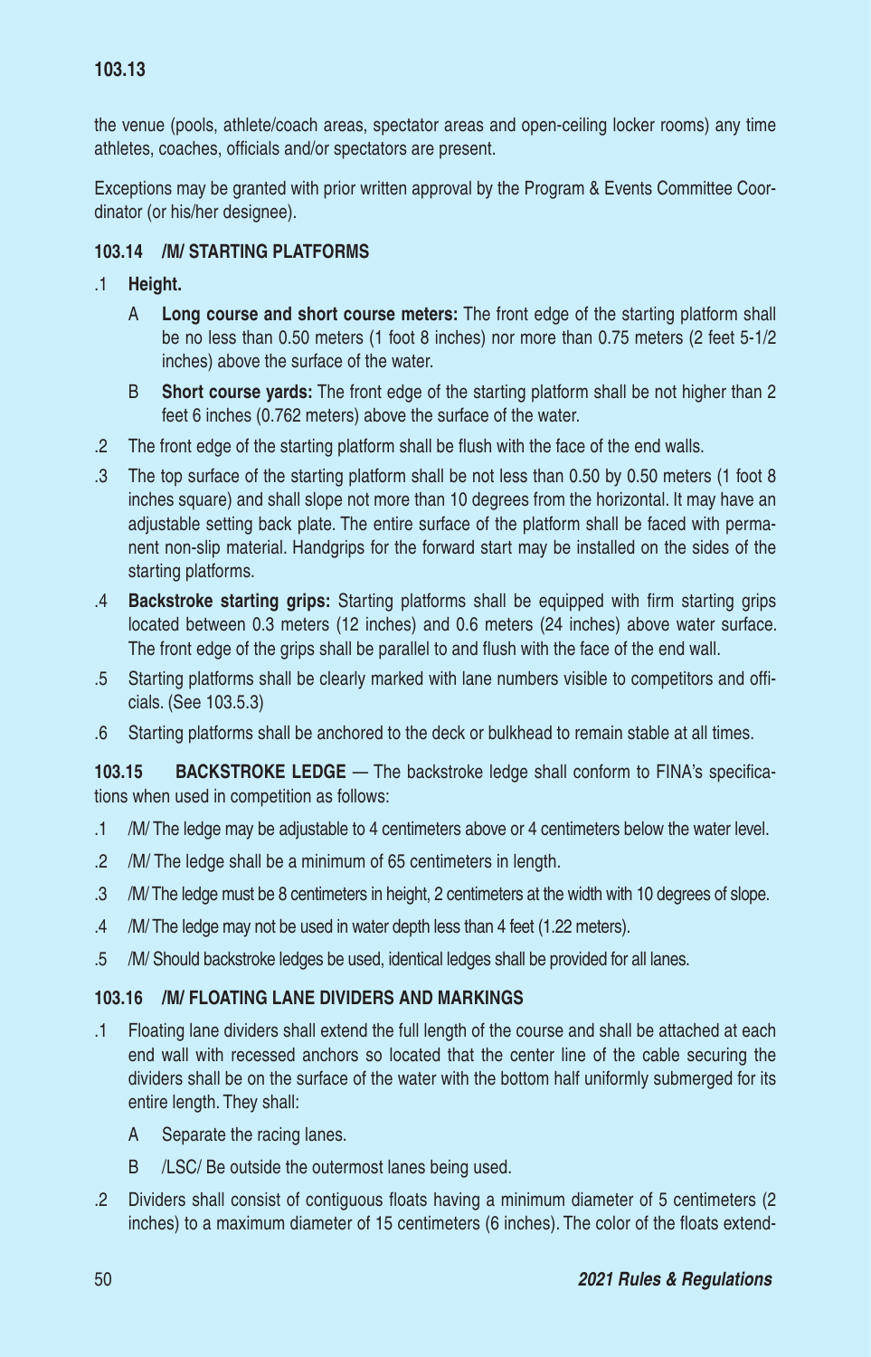the venue (pools, athlete/coach areas, spectator areas and open-ceiling locker rooms) any time athletes, coaches, officials and/or spectators are present.

Exceptions may be granted with prior written approval by the Program & Events Committee Coordinator (or his/her designee).

### 103.14 /M/ STARTING PLATFORMS

.1 **Height.**

A **Long course and short course meters:** The front edge of the starting platform shall be no less than 0.50 meters (1 foot 8 inches) nor more than 0.75 meters (2 feet 5-1/2 inches) above the surface of the water.

B **Short course yards:** The front edge of the starting platform shall be not higher than 2 feet 6 inches (0.762 meters) above the surface of the water.

.2 The front edge of the starting platform shall be flush with the face of the end walls.

.3 The top surface of the starting platform shall be not less than 0.50 by 0.50 meters (1 foot 8 inches square) and shall slope not more than 10 degrees from the horizontal. It may have an adjustable setting back plate. The entire surface of the platform shall be faced with permanent non-slip material. Handgrips for the forward start may be installed on the sides of the starting platforms.

.4 **Backstroke starting grips:** Starting platforms shall be equipped with firm starting grips located between 0.3 meters (12 inches) and 0.6 meters (24 inches) above water surface. The front edge of the grips shall be parallel to and flush with the face of the end wall.

.5 Starting platforms shall be clearly marked with lane numbers visible to competitors and officials. (See 103.5.3)

.6 Starting platforms shall be anchored to the deck or bulkhead to remain stable at all times.

**103.15 BACKSTROKE LEDGE** — The backstroke ledge shall conform to FINA's specifications when used in competition as follows:

.1 /M/ The ledge may be adjustable to 4 centimeters above or 4 centimeters below the water level.

.2 /M/ The ledge shall be a minimum of 65 centimeters in length.

.3 /M/ The ledge must be 8 centimeters in height, 2 centimeters at the width with 10 degrees of slope.

.4 /M/ The ledge may not be used in water depth less than 4 feet (1.22 meters).

.5 /M/ Should backstroke ledges be used, identical ledges shall be provided for all lanes.

### 103.16 /M/ FLOATING LANE DIVIDERS AND MARKINGS

.1 Floating lane dividers shall extend the full length of the course and shall be attached at each end wall with recessed anchors so located that the center line of the cable securing the dividers shall be on the surface of the water with the bottom half uniformly submerged for its entire length. They shall:

A Separate the racing lanes.

B /LSC/ Be outside the outermost lanes being used.

.2 Dividers shall consist of contiguous floats having a minimum diameter of 5 centimeters (2 inches) to a maximum diameter of 15 centimeters (6 inches). The color of the floats extend-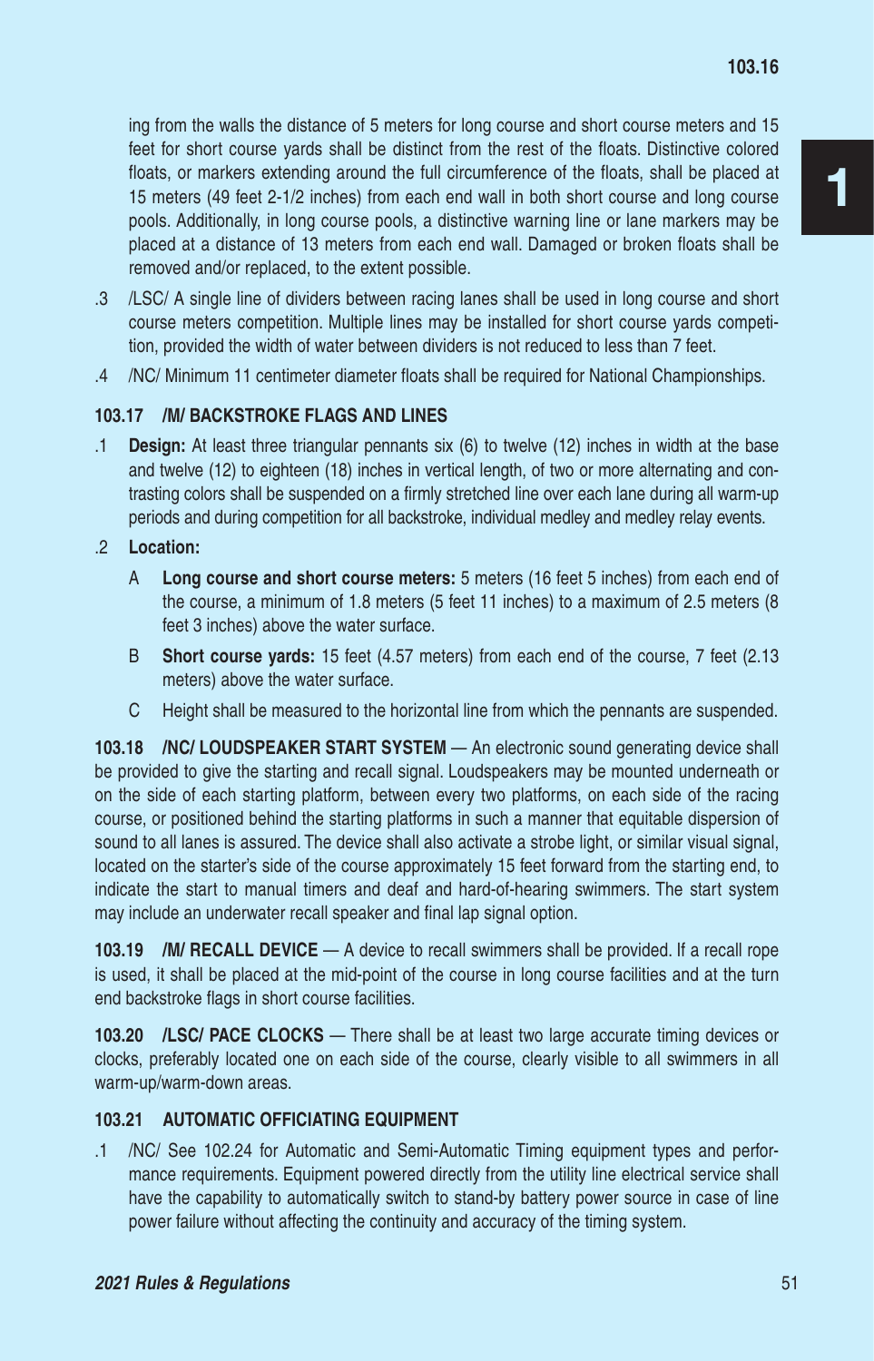ing from the walls the distance of 5 meters for long course and short course meters and 15 feet for short course yards shall be distinct from the rest of the floats. Distinctive colored floats, or markers extending around the full circumference of the floats, shall be placed at 15 meters (49 feet 2-1/2 inches) from each end wall in both short course and long course pools. Additionally, in long course pools, a distinctive warning line or lane markers may be placed at a distance of 13 meters from each end wall. Damaged or broken floats shall be removed and/or replaced, to the extent possible.

.3 /LSC/ A single line of dividers between racing lanes shall be used in long course and short course meters competition. Multiple lines may be installed for short course yards competition, provided the width of water between dividers is not reduced to less than 7 feet.

.4 /NC/ Minimum 11 centimeter diameter floats shall be required for National Championships.

### 103.17 /M/ BACKSTROKE FLAGS AND LINES

.1 **Design:** At least three triangular pennants six (6) to twelve (12) inches in width at the base and twelve (12) to eighteen (18) inches in vertical length, of two or more alternating and contrasting colors shall be suspended on a firmly stretched line over each lane during all warm-up periods and during competition for all backstroke, individual medley and medley relay events.

.2 **Location:**

A **Long course and short course meters:** 5 meters (16 feet 5 inches) from each end of the course, a minimum of 1.8 meters (5 feet 11 inches) to a maximum of 2.5 meters (8 feet 3 inches) above the water surface.

B **Short course yards:** 15 feet (4.57 meters) from each end of the course, 7 feet (2.13 meters) above the water surface.

C Height shall be measured to the horizontal line from which the pennants are suspended.

**103.18 /NC/ LOUDSPEAKER START SYSTEM** — An electronic sound generating device shall be provided to give the starting and recall signal. Loudspeakers may be mounted underneath or on the side of each starting platform, between every two platforms, on each side of the racing course, or positioned behind the starting platforms in such a manner that equitable dispersion of sound to all lanes is assured. The device shall also activate a strobe light, or similar visual signal, located on the starter's side of the course approximately 15 feet forward from the starting end, to indicate the start to manual timers and deaf and hard-of-hearing swimmers. The start system may include an underwater recall speaker and final lap signal option.

**103.19 /M/ RECALL DEVICE** — A device to recall swimmers shall be provided. If a recall rope is used, it shall be placed at the mid-point of the course in long course facilities and at the turn end backstroke flags in short course facilities.

**103.20 /LSC/ PACE CLOCKS** — There shall be at least two large accurate timing devices or clocks, preferably located one on each side of the course, clearly visible to all swimmers in all warm-up/warm-down areas.

### 103.21 AUTOMATIC OFFICIATING EQUIPMENT

.1 /NC/ See 102.24 for Automatic and Semi-Automatic Timing equipment types and performance requirements. Equipment powered directly from the utility line electrical service shall have the capability to automatically switch to stand-by battery power source in case of line power failure without affecting the continuity and accuracy of the timing system.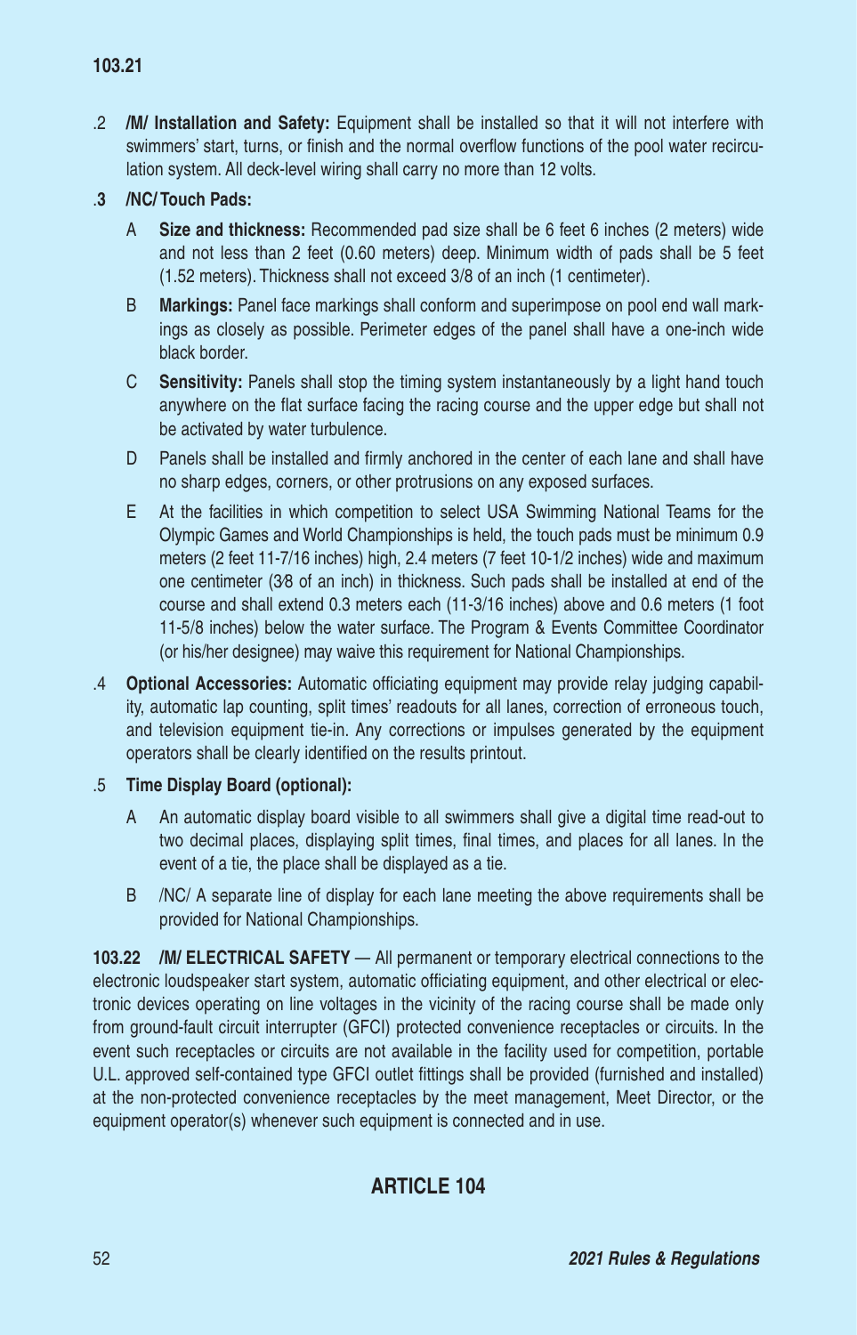.2 **/M/ Installation and Safety:** Equipment shall be installed so that it will not interfere with swimmers' start, turns, or finish and the normal overflow functions of the pool water recirculation system. All deck-level wiring shall carry no more than 12 volts.

.3 **/NC/ Touch Pads:**

A **Size and thickness:** Recommended pad size shall be 6 feet 6 inches (2 meters) wide and not less than 2 feet (0.60 meters) deep. Minimum width of pads shall be 5 feet (1.52 meters). Thickness shall not exceed 3/8 of an inch (1 centimeter).

B **Markings:** Panel face markings shall conform and superimpose on pool end wall markings as closely as possible. Perimeter edges of the panel shall have a one-inch wide black border.

C **Sensitivity:** Panels shall stop the timing system instantaneously by a light hand touch anywhere on the flat surface facing the racing course and the upper edge but shall not be activated by water turbulence.

D Panels shall be installed and firmly anchored in the center of each lane and shall have no sharp edges, corners, or other protrusions on any exposed surfaces.

E At the facilities in which competition to select USA Swimming National Teams for the Olympic Games and World Championships is held, the touch pads must be minimum 0.9 meters (2 feet 11-7/16 inches) high, 2.4 meters (7 feet 10-1/2 inches) wide and maximum one centimeter (3⁄8 of an inch) in thickness. Such pads shall be installed at end of the course and shall extend 0.3 meters each (11-3/16 inches) above and 0.6 meters (1 foot 11-5/8 inches) below the water surface. The Program & Events Committee Coordinator (or his/her designee) may waive this requirement for National Championships.

.4 **Optional Accessories:** Automatic officiating equipment may provide relay judging capability, automatic lap counting, split times' readouts for all lanes, correction of erroneous touch, and television equipment tie-in. Any corrections or impulses generated by the equipment operators shall be clearly identified on the results printout.

.5 **Time Display Board (optional):**

A An automatic display board visible to all swimmers shall give a digital time read-out to two decimal places, displaying split times, final times, and places for all lanes. In the event of a tie, the place shall be displayed as a tie.

B /NC/ A separate line of display for each lane meeting the above requirements shall be provided for National Championships.

**103.22 /M/ ELECTRICAL SAFETY** — All permanent or temporary electrical connections to the electronic loudspeaker start system, automatic officiating equipment, and other electrical or electronic devices operating on line voltages in the vicinity of the racing course shall be made only from ground-fault circuit interrupter (GFCI) protected convenience receptacles or circuits. In the event such receptacles or circuits are not available in the facility used for competition, portable U.L. approved self-contained type GFCI outlet fittings shall be provided (furnished and installed) at the non-protected convenience receptacles by the meet management, Meet Director, or the equipment operator(s) whenever such equipment is connected and in use.

## ARTICLE 104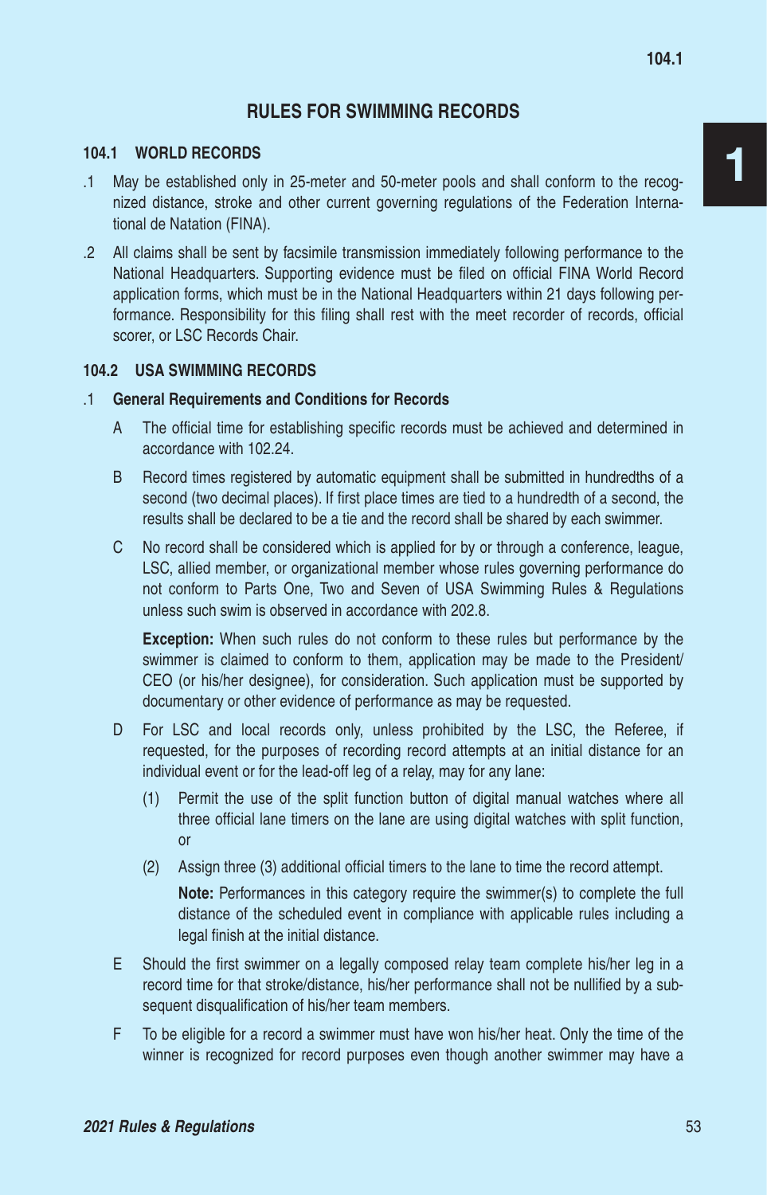## RULES FOR SWIMMING RECORDS

### 104.1 WORLD RECORDS

.1 May be established only in 25-meter and 50-meter pools and shall conform to the recognized distance, stroke and other current governing regulations of the Federation International de Natation (FINA).

.2 All claims shall be sent by facsimile transmission immediately following performance to the National Headquarters. Supporting evidence must be filed on official FINA World Record application forms, which must be in the National Headquarters within 21 days following performance. Responsibility for this filing shall rest with the meet recorder of records, official scorer, or LSC Records Chair.

### 104.2 USA SWIMMING RECORDS

.1 **General Requirements and Conditions for Records**

A The official time for establishing specific records must be achieved and determined in accordance with 102.24.

B Record times registered by automatic equipment shall be submitted in hundredths of a second (two decimal places). If first place times are tied to a hundredth of a second, the results shall be declared to be a tie and the record shall be shared by each swimmer.

C No record shall be considered which is applied for by or through a conference, league, LSC, allied member, or organizational member whose rules governing performance do not conform to Parts One, Two and Seven of USA Swimming Rules & Regulations unless such swim is observed in accordance with 202.8.

**Exception:** When such rules do not conform to these rules but performance by the swimmer is claimed to conform to them, application may be made to the President/CEO (or his/her designee), for consideration. Such application must be supported by documentary or other evidence of performance as may be requested.

D For LSC and local records only, unless prohibited by the LSC, the Referee, if requested, for the purposes of recording record attempts at an initial distance for an individual event or for the lead-off leg of a relay, may for any lane:

(1) Permit the use of the split function button of digital manual watches where all three official lane timers on the lane are using digital watches with split function, or

(2) Assign three (3) additional official timers to the lane to time the record attempt.

**Note:** Performances in this category require the swimmer(s) to complete the full distance of the scheduled event in compliance with applicable rules including a legal finish at the initial distance.

E Should the first swimmer on a legally composed relay team complete his/her leg in a record time for that stroke/distance, his/her performance shall not be nullified by a subsequent disqualification of his/her team members.

F To be eligible for a record a swimmer must have won his/her heat. Only the time of the winner is recognized for record purposes even though another swimmer may have a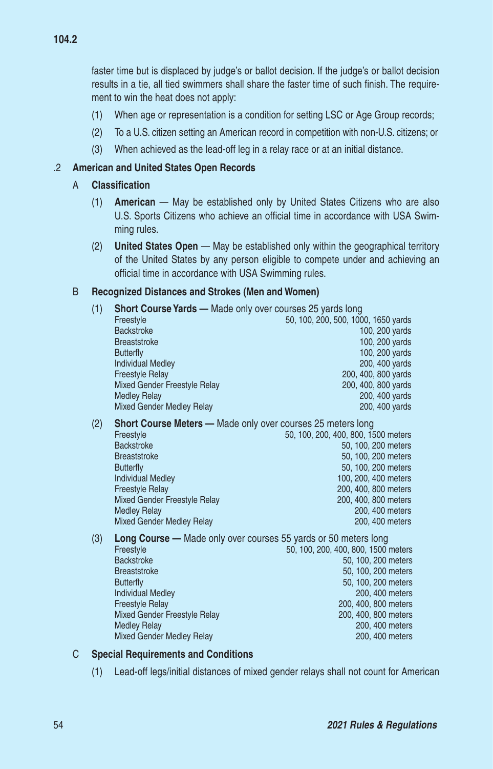faster time but is displaced by judge's or ballot decision. If the judge's or ballot decision results in a tie, all tied swimmers shall share the faster time of such finish. The requirement to win the heat does not apply:

(1) When age or representation is a condition for setting LSC or Age Group records;

(2) To a U.S. citizen setting an American record in competition with non-U.S. citizens; or

(3) When achieved as the lead-off leg in a relay race or at an initial distance.

.2 **American and United States Open Records**

A **Classification**

(1) **American** — May be established only by United States Citizens who are also U.S. Sports Citizens who achieve an official time in accordance with USA Swimming rules.

(2) **United States Open** — May be established only within the geographical territory of the United States by any person eligible to compete under and achieving an official time in accordance with USA Swimming rules.

B **Recognized Distances and Strokes (Men and Women)**

(1) **Short Course Yards —** Made only over courses 25 yards long

| | |
|---|---|
| Freestyle | 50, 100, 200, 500, 1000, 1650 yards |
| Backstroke | 100, 200 yards |
| Breaststroke | 100, 200 yards |
| Butterfly | 100, 200 yards |
| Individual Medley | 200, 400 yards |
| Freestyle Relay | 200, 400, 800 yards |
| Mixed Gender Freestyle Relay | 200, 400, 800 yards |
| Medley Relay | 200, 400 yards |
| Mixed Gender Medley Relay | 200, 400 yards |

(2) **Short Course Meters —** Made only over courses 25 meters long

| | |
|---|---|
| Freestyle | 50, 100, 200, 400, 800, 1500 meters |
| Backstroke | 50, 100, 200 meters |
| Breaststroke | 50, 100, 200 meters |
| Butterfly | 50, 100, 200 meters |
| Individual Medley | 100, 200, 400 meters |
| Freestyle Relay | 200, 400, 800 meters |
| Mixed Gender Freestyle Relay | 200, 400, 800 meters |
| Medley Relay | 200, 400 meters |
| Mixed Gender Medley Relay | 200, 400 meters |

(3) **Long Course —** Made only over courses 55 yards or 50 meters long

| | |
|---|---|
| Freestyle | 50, 100, 200, 400, 800, 1500 meters |
| Backstroke | 50, 100, 200 meters |
| Breaststroke | 50, 100, 200 meters |
| Butterfly | 50, 100, 200 meters |
| Individual Medley | 200, 400 meters |
| Freestyle Relay | 200, 400, 800 meters |
| Mixed Gender Freestyle Relay | 200, 400, 800 meters |
| Medley Relay | 200, 400 meters |
| Mixed Gender Medley Relay | 200, 400 meters |

C **Special Requirements and Conditions**

(1) Lead-off legs/initial distances of mixed gender relays shall not count for American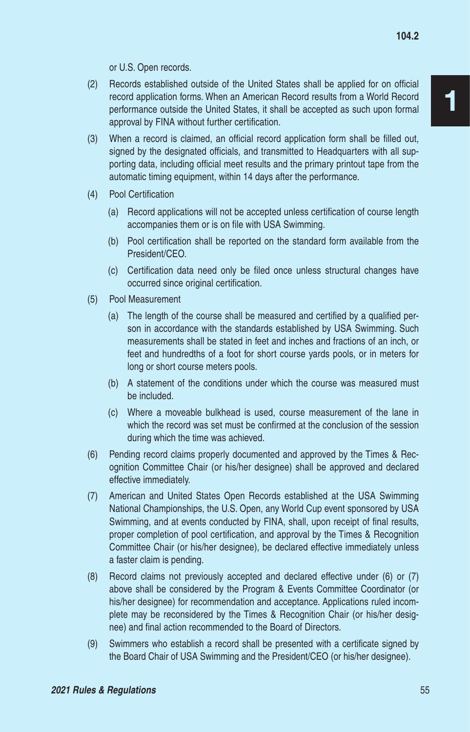or U.S. Open records.

(2) Records established outside of the United States shall be applied for on official record application forms. When an American Record results from a World Record performance outside the United States, it shall be accepted as such upon formal approval by FINA without further certification.

(3) When a record is claimed, an official record application form shall be filled out, signed by the designated officials, and transmitted to Headquarters with all supporting data, including official meet results and the primary printout tape from the automatic timing equipment, within 14 days after the performance.

(4) Pool Certification

  (a) Record applications will not be accepted unless certification of course length accompanies them or is on file with USA Swimming.

  (b) Pool certification shall be reported on the standard form available from the President/CEO.

  (c) Certification data need only be filed once unless structural changes have occurred since original certification.

(5) Pool Measurement

  (a) The length of the course shall be measured and certified by a qualified person in accordance with the standards established by USA Swimming. Such measurements shall be stated in feet and inches and fractions of an inch, or feet and hundredths of a foot for short course yards pools, or in meters for long or short course meters pools.

  (b) A statement of the conditions under which the course was measured must be included.

  (c) Where a moveable bulkhead is used, course measurement of the lane in which the record was set must be confirmed at the conclusion of the session during which the time was achieved.

(6) Pending record claims properly documented and approved by the Times & Recognition Committee Chair (or his/her designee) shall be approved and declared effective immediately.

(7) American and United States Open Records established at the USA Swimming National Championships, the U.S. Open, any World Cup event sponsored by USA Swimming, and at events conducted by FINA, shall, upon receipt of final results, proper completion of pool certification, and approval by the Times & Recognition Committee Chair (or his/her designee), be declared effective immediately unless a faster claim is pending.

(8) Record claims not previously accepted and declared effective under (6) or (7) above shall be considered by the Program & Events Committee Coordinator (or his/her designee) for recommendation and acceptance. Applications ruled incomplete may be reconsidered by the Times & Recognition Chair (or his/her designee) and final action recommended to the Board of Directors.

(9) Swimmers who establish a record shall be presented with a certificate signed by the Board Chair of USA Swimming and the President/CEO (or his/her designee).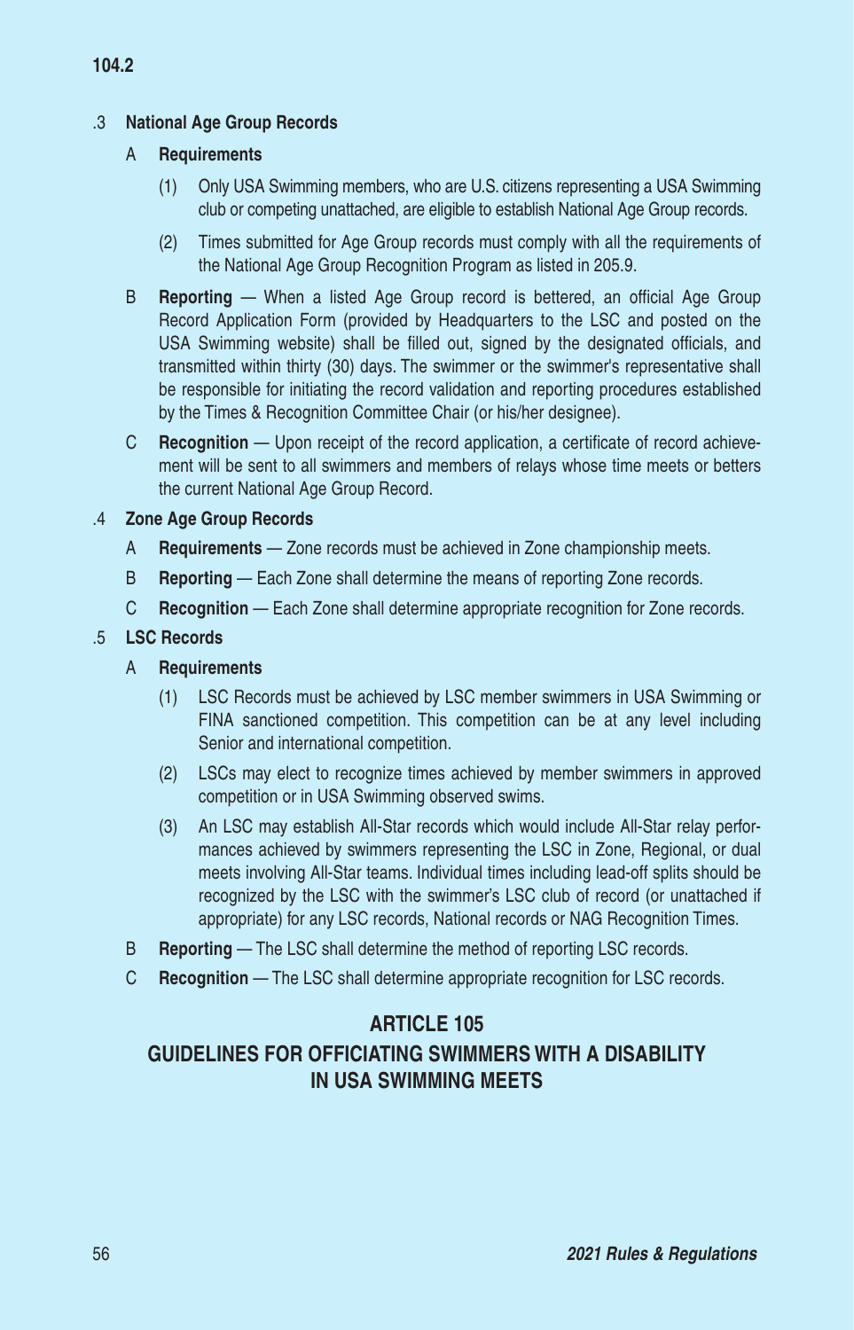.3 **National Age Group Records**

A **Requirements**

(1) Only USA Swimming members, who are U.S. citizens representing a USA Swimming club or competing unattached, are eligible to establish National Age Group records.

(2) Times submitted for Age Group records must comply with all the requirements of the National Age Group Recognition Program as listed in 205.9.

B **Reporting** — When a listed Age Group record is bettered, an official Age Group Record Application Form (provided by Headquarters to the LSC and posted on the USA Swimming website) shall be filled out, signed by the designated officials, and transmitted within thirty (30) days. The swimmer or the swimmer's representative shall be responsible for initiating the record validation and reporting procedures established by the Times & Recognition Committee Chair (or his/her designee).

C **Recognition** — Upon receipt of the record application, a certificate of record achievement will be sent to all swimmers and members of relays whose time meets or betters the current National Age Group Record.

.4 **Zone Age Group Records**

A **Requirements** — Zone records must be achieved in Zone championship meets.

B **Reporting** — Each Zone shall determine the means of reporting Zone records.

C **Recognition** — Each Zone shall determine appropriate recognition for Zone records.

.5 **LSC Records**

A **Requirements**

(1) LSC Records must be achieved by LSC member swimmers in USA Swimming or FINA sanctioned competition. This competition can be at any level including Senior and international competition.

(2) LSCs may elect to recognize times achieved by member swimmers in approved competition or in USA Swimming observed swims.

(3) An LSC may establish All-Star records which would include All-Star relay performances achieved by swimmers representing the LSC in Zone, Regional, or dual meets involving All-Star teams. Individual times including lead-off splits should be recognized by the LSC with the swimmer's LSC club of record (or unattached if appropriate) for any LSC records, National records or NAG Recognition Times.

B **Reporting** — The LSC shall determine the method of reporting LSC records.

C **Recognition** — The LSC shall determine appropriate recognition for LSC records.

## ARTICLE 105
## GUIDELINES FOR OFFICIATING SWIMMERS WITH A DISABILITY IN USA SWIMMING MEETS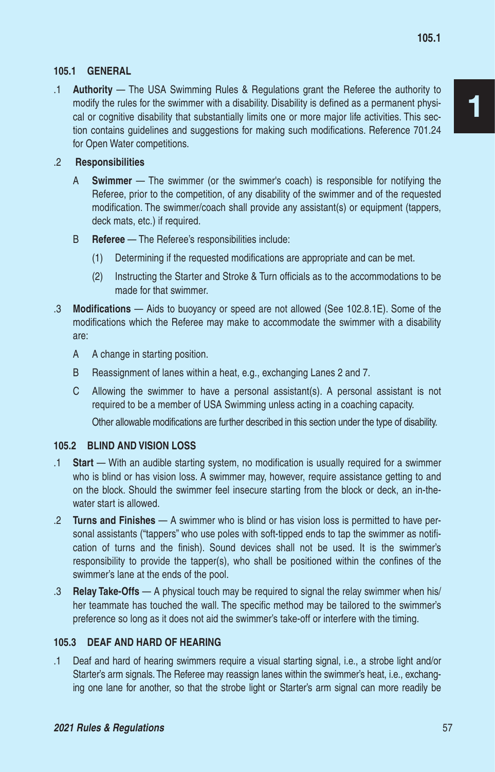## 105.1 GENERAL

.1 **Authority** — The USA Swimming Rules & Regulations grant the Referee the authority to modify the rules for the swimmer with a disability. Disability is defined as a permanent physical or cognitive disability that substantially limits one or more major life activities. This section contains guidelines and suggestions for making such modifications. Reference 701.24 for Open Water competitions.

.2 **Responsibilities**

- A **Swimmer** — The swimmer (or the swimmer's coach) is responsible for notifying the Referee, prior to the competition, of any disability of the swimmer and of the requested modification. The swimmer/coach shall provide any assistant(s) or equipment (tappers, deck mats, etc.) if required.
- B **Referee** — The Referee's responsibilities include:
  - (1) Determining if the requested modifications are appropriate and can be met.
  - (2) Instructing the Starter and Stroke & Turn officials as to the accommodations to be made for that swimmer.

.3 **Modifications** — Aids to buoyancy or speed are not allowed (See 102.8.1E). Some of the modifications which the Referee may make to accommodate the swimmer with a disability are:

- A A change in starting position.
- B Reassignment of lanes within a heat, e.g., exchanging Lanes 2 and 7.
- C Allowing the swimmer to have a personal assistant(s). A personal assistant is not required to be a member of USA Swimming unless acting in a coaching capacity.

  Other allowable modifications are further described in this section under the type of disability.

## 105.2 BLIND AND VISION LOSS

.1 **Start** — With an audible starting system, no modification is usually required for a swimmer who is blind or has vision loss. A swimmer may, however, require assistance getting to and on the block. Should the swimmer feel insecure starting from the block or deck, an in-the-water start is allowed.

.2 **Turns and Finishes** — A swimmer who is blind or has vision loss is permitted to have personal assistants ("tappers" who use poles with soft-tipped ends to tap the swimmer as notification of turns and the finish). Sound devices shall not be used. It is the swimmer's responsibility to provide the tapper(s), who shall be positioned within the confines of the swimmer's lane at the ends of the pool.

.3 **Relay Take-Offs** — A physical touch may be required to signal the relay swimmer when his/her teammate has touched the wall. The specific method may be tailored to the swimmer's preference so long as it does not aid the swimmer's take-off or interfere with the timing.

## 105.3 DEAF AND HARD OF HEARING

.1 Deaf and hard of hearing swimmers require a visual starting signal, i.e., a strobe light and/or Starter's arm signals. The Referee may reassign lanes within the swimmer's heat, i.e., exchanging one lane for another, so that the strobe light or Starter's arm signal can more readily be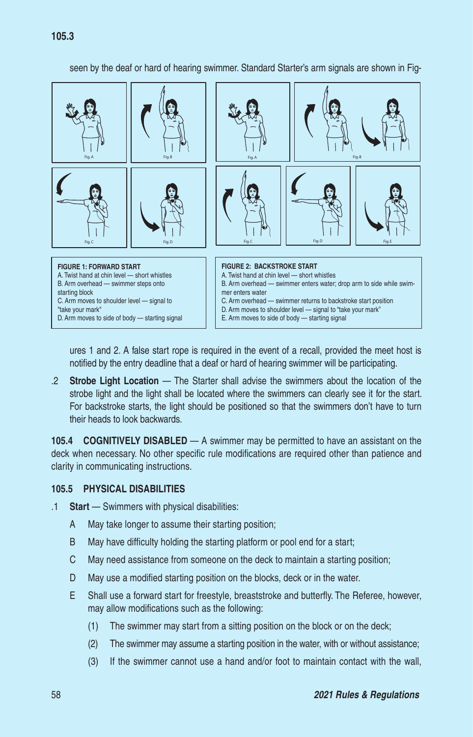## 105.3

seen by the deaf or hard of hearing swimmer. Standard Starter's arm signals are shown in Figures 1 and 2. A false start rope is required in the event of a recall, provided the meet host is notified by the entry deadline that a deaf or hard of hearing swimmer will be participating.

**FIGURE 1: FORWARD START**
A. Twist hand at chin level — short whistles
B. Arm overhead — swimmer steps onto starting block
C. Arm moves to shoulder level — signal to "take your mark"
D. Arm moves to side of body — starting signal

**FIGURE 2: BACKSTROKE START**
A. Twist hand at chin level — short whistles
B. Arm overhead — swimmer enters water; drop arm to side while swimmer enters water
C. Arm overhead — swimmer returns to backstroke start position
D. Arm moves to shoulder level — signal to "take your mark"
E. Arm moves to side of body — starting signal

.2 **Strobe Light Location** — The Starter shall advise the swimmers about the location of the strobe light and the light shall be located where the swimmers can clearly see it for the start. For backstroke starts, the light should be positioned so that the swimmers don't have to turn their heads to look backwards.

**105.4 COGNITIVELY DISABLED** — A swimmer may be permitted to have an assistant on the deck when necessary. No other specific rule modifications are required other than patience and clarity in communicating instructions.

## 105.5 PHYSICAL DISABILITIES

.1 **Start** — Swimmers with physical disabilities:

- A May take longer to assume their starting position;
- B May have difficulty holding the starting platform or pool end for a start;
- C May need assistance from someone on the deck to maintain a starting position;
- D May use a modified starting position on the blocks, deck or in the water.
- E Shall use a forward start for freestyle, breaststroke and butterfly. The Referee, however, may allow modifications such as the following:
  - (1) The swimmer may start from a sitting position on the block or on the deck;
  - (2) The swimmer may assume a starting position in the water, with or without assistance;
  - (3) If the swimmer cannot use a hand and/or foot to maintain contact with the wall,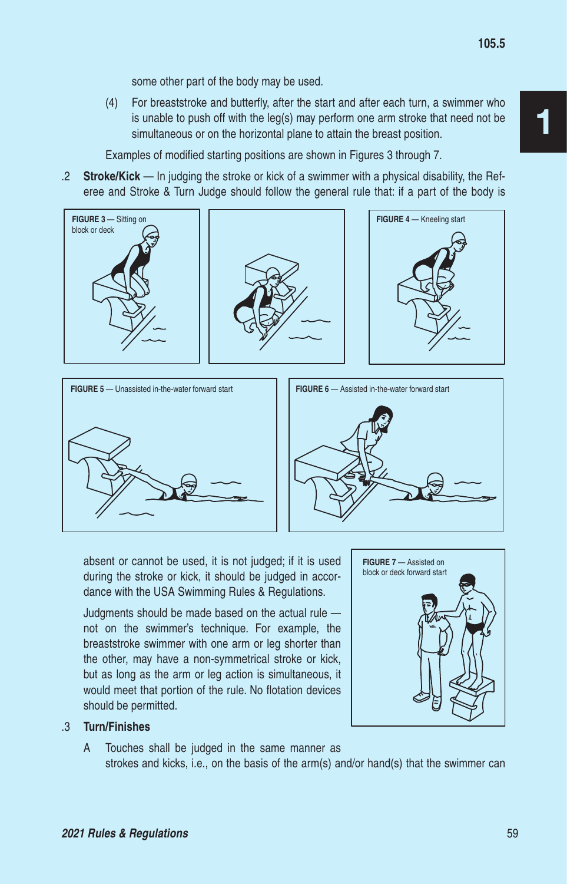some other part of the body may be used.

(4) For breaststroke and butterfly, after the start and after each turn, a swimmer who is unable to push off with the leg(s) may perform one arm stroke that need not be simultaneous or on the horizontal plane to attain the breast position.

Examples of modified starting positions are shown in Figures 3 through 7.

.2 **Stroke/Kick** — In judging the stroke or kick of a swimmer with a physical disability, the Referee and Stroke & Turn Judge should follow the general rule that: if a part of the body is absent or cannot be used, it is not judged; if it is used during the stroke or kick, it should be judged in accordance with the USA Swimming Rules & Regulations.

**FIGURE 3** — Sitting on block or deck

**FIGURE 4** — Kneeling start

**FIGURE 5** — Unassisted in-the-water forward start

**FIGURE 6** — Assisted in-the-water forward start

**FIGURE 7** — Assisted on block or deck forward start

Judgments should be made based on the actual rule — not on the swimmer's technique. For example, the breaststroke swimmer with one arm or leg shorter than the other, may have a non-symmetrical stroke or kick, but as long as the arm or leg action is simultaneous, it would meet that portion of the rule. No flotation devices should be permitted.

.3 **Turn/Finishes**

A Touches shall be judged in the same manner as strokes and kicks, i.e., on the basis of the arm(s) and/or hand(s) that the swimmer can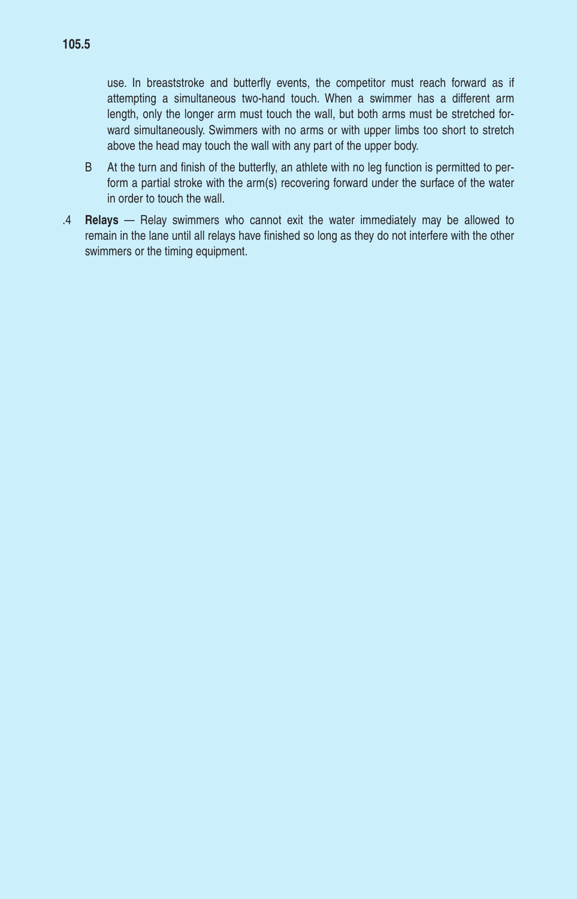use. In breaststroke and butterfly events, the competitor must reach forward as if attempting a simultaneous two-hand touch. When a swimmer has a different arm length, only the longer arm must touch the wall, but both arms must be stretched forward simultaneously. Swimmers with no arms or with upper limbs too short to stretch above the head may touch the wall with any part of the upper body.

B At the turn and finish of the butterfly, an athlete with no leg function is permitted to perform a partial stroke with the arm(s) recovering forward under the surface of the water in order to touch the wall.

.4 **Relays** — Relay swimmers who cannot exit the water immediately may be allowed to remain in the lane until all relays have finished so long as they do not interfere with the other swimmers or the timing equipment.